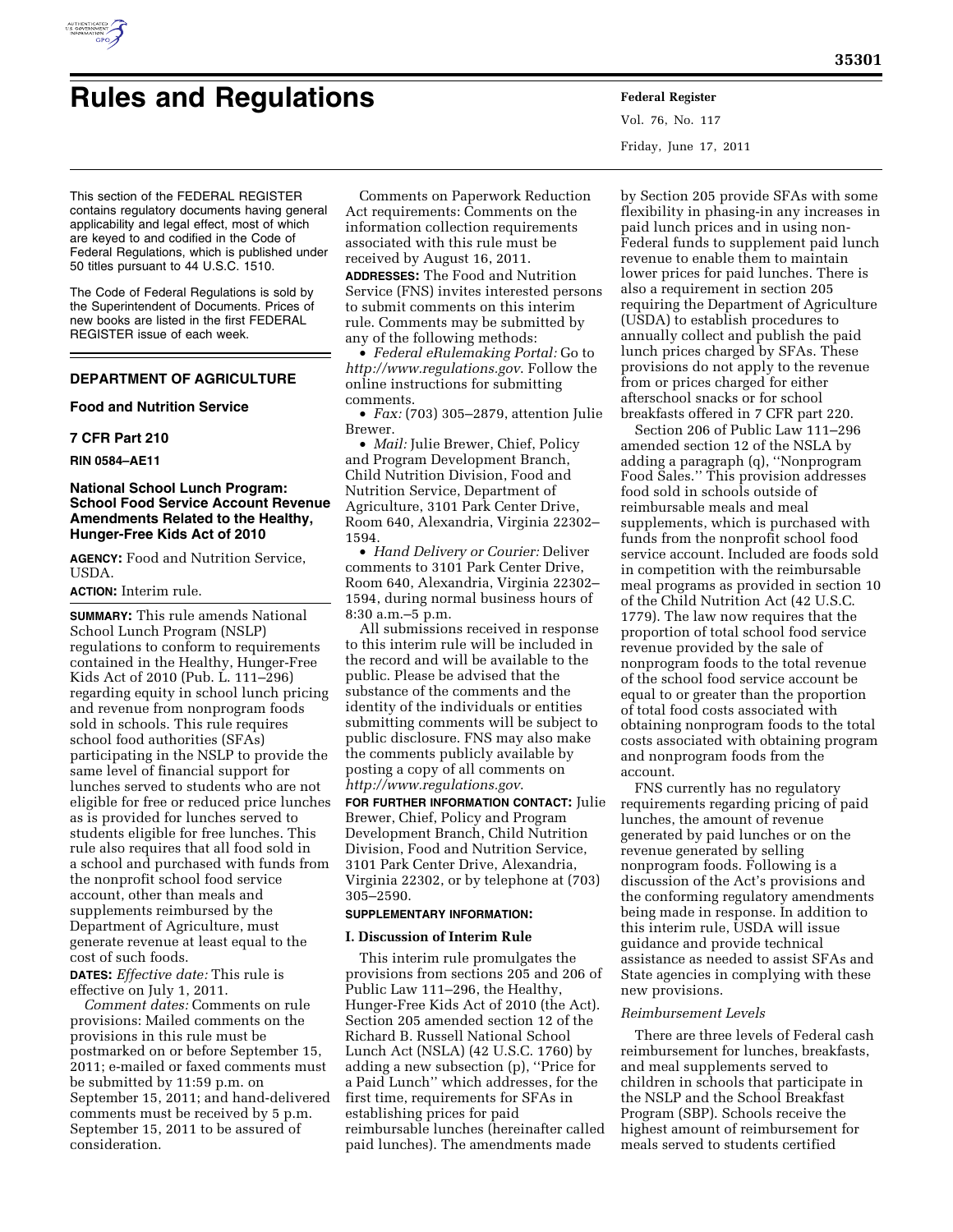# Rules and Regulations

This section of the FEDERAL REGISTER contains regulatory documents having general applicability and legal effect, most of which are keyed to and codified in the Code of Federal Regulations, which is published under 50 titles pursuant to 44 U.S.C. 1510.

The Code of Federal Regulations is sold by the Superintendent of Documents. Prices of new books are listed in the first FEDERAL REGISTER issue of each week.

## DEPARTMENT OF AGRICULTURE

### Food and Nutrition Service

### 7 CFR Part 210

**RIN 0584–AE11**

### National School Lunch Program: School Food Service Account Revenue Amendments Related to the Healthy, Hunger-Free Kids Act of 2010

**AGENCY:** Food and Nutrition Service, USDA.

**ACTION:** Interim rule.

**SUMMARY:** This rule amends National School Lunch Program (NSLP) regulations to conform to requirements contained in the Healthy, Hunger-Free Kids Act of 2010 (Pub. L. 111–296) regarding equity in school lunch pricing and revenue from nonprogram foods sold in schools. This rule requires school food authorities (SFAs) participating in the NSLP to provide the same level of financial support for lunches served to students who are not eligible for free or reduced price lunches as is provided for lunches served to students eligible for free lunches. This rule also requires that all food sold in a school and purchased with funds from the nonprofit school food service account, other than meals and supplements reimbursed by the Department of Agriculture, must generate revenue at least equal to the cost of such foods.

**DATES:** *Effective date:* This rule is effective on July 1, 2011.

*Comment dates:* Comments on rule provisions: Mailed comments on the provisions in this rule must be postmarked on or before September 15, 2011; e-mailed or faxed comments must be submitted by 11:59 p.m. on September 15, 2011; and hand-delivered comments must be received by 5 p.m. September 15, 2011 to be assured of consideration.

Comments on Paperwork Reduction Act requirements: Comments on the information collection requirements associated with this rule must be received by August 16, 2011.

**ADDRESSES:** The Food and Nutrition Service (FNS) invites interested persons to submit comments on this interim rule. Comments may be submitted by any of the following methods:

- *Federal eRulemaking Portal:* Go to *http://www.regulations.gov*. Follow the online instructions for submitting comments.
- *Fax:* (703) 305–2879, attention Julie Brewer.
- *Mail:* Julie Brewer, Chief, Policy and Program Development Branch, Child Nutrition Division, Food and Nutrition Service, Department of Agriculture, 3101 Park Center Drive, Room 640, Alexandria, Virginia 22302–1594.
- *Hand Delivery or Courier:* Deliver comments to 3101 Park Center Drive, Room 640, Alexandria, Virginia 22302–1594, during normal business hours of 8:30 a.m.–5 p.m.

All submissions received in response to this interim rule will be included in the record and will be available to the public. Please be advised that the substance of the comments and the identity of the individuals or entities submitting comments will be subject to public disclosure. FNS may also make the comments publicly available by posting a copy of all comments on *http://www.regulations.gov*.

**FOR FURTHER INFORMATION CONTACT:** Julie Brewer, Chief, Policy and Program Development Branch, Child Nutrition Division, Food and Nutrition Service, 3101 Park Center Drive, Alexandria, Virginia 22302, or by telephone at (703) 305–2590.

**SUPPLEMENTARY INFORMATION:**

### I. Discussion of Interim Rule

This interim rule promulgates the provisions from sections 205 and 206 of Public Law 111–296, the Healthy, Hunger-Free Kids Act of 2010 (the Act). Section 205 amended section 12 of the Richard B. Russell National School Lunch Act (NSLA) (42 U.S.C. 1760) by adding a new subsection (p), ''Price for a Paid Lunch'' which addresses, for the first time, requirements for SFAs in establishing prices for paid reimbursable lunches (hereinafter called paid lunches). The amendments made by Section 205 provide SFAs with some flexibility in phasing-in any increases in paid lunch prices and in using non-Federal funds to supplement paid lunch revenue to enable them to maintain lower prices for paid lunches. There is also a requirement in section 205 requiring the Department of Agriculture (USDA) to establish procedures to annually collect and publish the paid lunch prices charged by SFAs. These provisions do not apply to the revenue from or prices charged for either afterschool snacks or for school breakfasts offered in 7 CFR part 220.

Section 206 of Public Law 111–296 amended section 12 of the NSLA by adding a paragraph (q), ''Nonprogram Food Sales.'' This provision addresses food sold in schools outside of reimbursable meals and meal supplements, which is purchased with funds from the nonprofit school food service account. Included are foods sold in competition with the reimbursable meal programs as provided in section 10 of the Child Nutrition Act (42 U.S.C. 1779). The law now requires that the proportion of total school food service revenue provided by the sale of nonprogram foods to the total revenue of the school food service account be equal to or greater than the proportion of total food costs associated with obtaining nonprogram foods to the total costs associated with obtaining program and nonprogram foods from the account.

FNS currently has no regulatory requirements regarding pricing of paid lunches, the amount of revenue generated by paid lunches or on the revenue generated by selling nonprogram foods. Following is a discussion of the Act's provisions and the conforming regulatory amendments being made in response. In addition to this interim rule, USDA will issue guidance and provide technical assistance as needed to assist SFAs and State agencies in complying with these new provisions.

*Reimbursement Levels*

There are three levels of Federal cash reimbursement for lunches, breakfasts, and meal supplements served to children in schools that participate in the NSLP and the School Breakfast Program (SBP). Schools receive the highest amount of reimbursement for meals served to students certified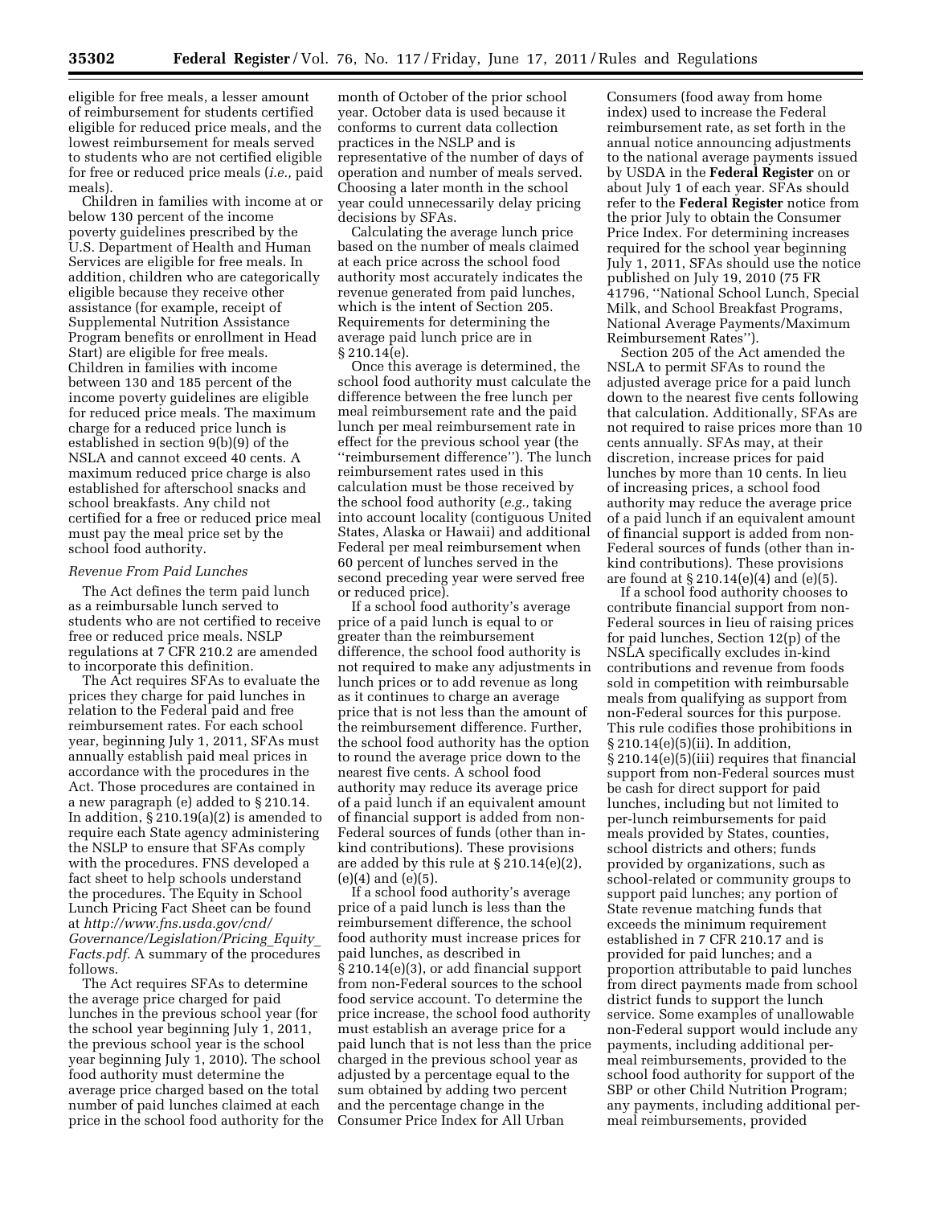eligible for free meals, a lesser amount of reimbursement for students certified eligible for reduced price meals, and the lowest reimbursement for meals served to students who are not certified eligible for free or reduced price meals (*i.e.,* paid meals).

Children in families with income at or below 130 percent of the income poverty guidelines prescribed by the U.S. Department of Health and Human Services are eligible for free meals. In addition, children who are categorically eligible because they receive other assistance (for example, receipt of Supplemental Nutrition Assistance Program benefits or enrollment in Head Start) are eligible for free meals. Children in families with income between 130 and 185 percent of the income poverty guidelines are eligible for reduced price meals. The maximum charge for a reduced price lunch is established in section 9(b)(9) of the NSLA and cannot exceed 40 cents. A maximum reduced price charge is also established for afterschool snacks and school breakfasts. Any child not certified for a free or reduced price meal must pay the meal price set by the school food authority.

*Revenue From Paid Lunches*

The Act defines the term paid lunch as a reimbursable lunch served to students who are not certified to receive free or reduced price meals. NSLP regulations at 7 CFR 210.2 are amended to incorporate this definition.

The Act requires SFAs to evaluate the prices they charge for paid lunches in relation to the Federal paid and free reimbursement rates. For each school year, beginning July 1, 2011, SFAs must annually establish paid meal prices in accordance with the procedures in the Act. Those procedures are contained in a new paragraph (e) added to § 210.14. In addition, § 210.19(a)(2) is amended to require each State agency administering the NSLP to ensure that SFAs comply with the procedures. FNS developed a fact sheet to help schools understand the procedures. The Equity in School Lunch Pricing Fact Sheet can be found at *http://www.fns.usda.gov/cnd/Governance/Legislation/Pricing_Equity_Facts.pdf.* A summary of the procedures follows.

The Act requires SFAs to determine the average price charged for paid lunches in the previous school year (for the school year beginning July 1, 2011, the previous school year is the school year beginning July 1, 2010). The school food authority must determine the average price charged based on the total number of paid lunches claimed at each price in the school food authority for the month of October of the prior school year. October data is used because it conforms to current data collection practices in the NSLP and is representative of the number of days of operation and number of meals served. Choosing a later month in the school year could unnecessarily delay pricing decisions by SFAs.

Calculating the average lunch price based on the number of meals claimed at each price across the school food authority most accurately indicates the revenue generated from paid lunches, which is the intent of Section 205. Requirements for determining the average paid lunch price are in § 210.14(e).

Once this average is determined, the school food authority must calculate the difference between the free lunch per meal reimbursement rate and the paid lunch per meal reimbursement rate in effect for the previous school year (the ''reimbursement difference''). The lunch reimbursement rates used in this calculation must be those received by the school food authority (*e.g.,* taking into account locality (contiguous United States, Alaska or Hawaii) and additional Federal per meal reimbursement when 60 percent of lunches served in the second preceding year were served free or reduced price).

If a school food authority's average price of a paid lunch is equal to or greater than the reimbursement difference, the school food authority is not required to make any adjustments in lunch prices or to add revenue as long as it continues to charge an average price that is not less than the amount of the reimbursement difference. Further, the school food authority has the option to round the average price down to the nearest five cents. A school food authority may reduce its average price of a paid lunch if an equivalent amount of financial support is added from non-Federal sources of funds (other than in-kind contributions). These provisions are added by this rule at § 210.14(e)(2), (e)(4) and (e)(5).

If a school food authority's average price of a paid lunch is less than the reimbursement difference, the school food authority must increase prices for paid lunches, as described in § 210.14(e)(3), or add financial support from non-Federal sources to the school food service account. To determine the price increase, the school food authority must establish an average price for a paid lunch that is not less than the price charged in the previous school year as adjusted by a percentage equal to the sum obtained by adding two percent and the percentage change in the Consumer Price Index for All Urban Consumers (food away from home index) used to increase the Federal reimbursement rate, as set forth in the annual notice announcing adjustments to the national average payments issued by USDA in the **Federal Register** on or about July 1 of each year. SFAs should refer to the **Federal Register** notice from the prior July to obtain the Consumer Price Index. For determining increases required for the school year beginning July 1, 2011, SFAs should use the notice published on July 19, 2010 (75 FR 41796, ''National School Lunch, Special Milk, and School Breakfast Programs, National Average Payments/Maximum Reimbursement Rates'').

Section 205 of the Act amended the NSLA to permit SFAs to round the adjusted average price for a paid lunch down to the nearest five cents following that calculation. Additionally, SFAs are not required to raise prices more than 10 cents annually. SFAs may, at their discretion, increase prices for paid lunches by more than 10 cents. In lieu of increasing prices, a school food authority may reduce the average price of a paid lunch if an equivalent amount of financial support is added from non-Federal sources of funds (other than in-kind contributions). These provisions are found at § 210.14(e)(4) and (e)(5).

If a school food authority chooses to contribute financial support from non-Federal sources in lieu of raising prices for paid lunches, Section 12(p) of the NSLA specifically excludes in-kind contributions and revenue from foods sold in competition with reimbursable meals from qualifying as support from non-Federal sources for this purpose. This rule codifies those prohibitions in § 210.14(e)(5)(ii). In addition, § 210.14(e)(5)(iii) requires that financial support from non-Federal sources must be cash for direct support for paid lunches, including but not limited to per-lunch reimbursements for paid meals provided by States, counties, school districts and others; funds provided by organizations, such as school-related or community groups to support paid lunches; any portion of State revenue matching funds that exceeds the minimum requirement established in 7 CFR 210.17 and is provided for paid lunches; and a proportion attributable to paid lunches from direct payments made from school district funds to support the lunch service. Some examples of unallowable non-Federal support would include any payments, including additional per-meal reimbursements, provided to the school food authority for support of the SBP or other Child Nutrition Program; any payments, including additional per-meal reimbursements, provided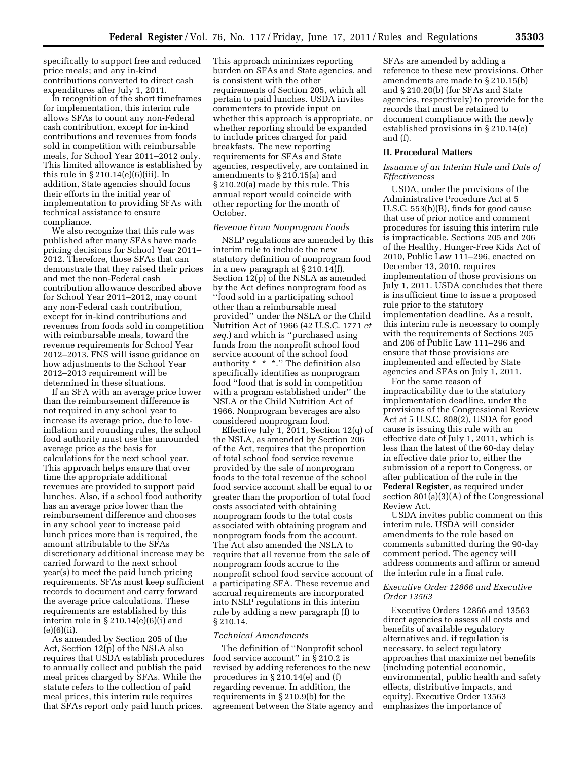specifically to support free and reduced price meals; and any in-kind contributions converted to direct cash expenditures after July 1, 2011.

In recognition of the short timeframes for implementation, this interim rule allows SFAs to count any non-Federal cash contribution, except for in-kind contributions and revenues from foods sold in competition with reimbursable meals, for School Year 2011–2012 only. This limited allowance is established by this rule in § 210.14(e)(6)(iii). In addition, State agencies should focus their efforts in the initial year of implementation to providing SFAs with technical assistance to ensure compliance.

We also recognize that this rule was published after many SFAs have made pricing decisions for School Year 2011–2012. Therefore, those SFAs that can demonstrate that they raised their prices and met the non-Federal cash contribution allowance described above for School Year 2011–2012, may count any non-Federal cash contribution, except for in-kind contributions and revenues from foods sold in competition with reimbursable meals, toward the revenue requirements for School Year 2012–2013. FNS will issue guidance on how adjustments to the School Year 2012–2013 requirement will be determined in these situations.

If an SFA with an average price lower than the reimbursement difference is not required in any school year to increase its average price, due to low-inflation and rounding rules, the school food authority must use the unrounded average price as the basis for calculations for the next school year. This approach helps ensure that over time the appropriate additional revenues are provided to support paid lunches. Also, if a school food authority has an average price lower than the reimbursement difference and chooses in any school year to increase paid lunch prices more than is required, the amount attributable to the SFAs discretionary additional increase may be carried forward to the next school year(s) to meet the paid lunch pricing requirements. SFAs must keep sufficient records to document and carry forward the average price calculations. These requirements are established by this interim rule in § 210.14(e)(6)(i) and (e)(6)(ii).

As amended by Section 205 of the Act, Section 12(p) of the NSLA also requires that USDA establish procedures to annually collect and publish the paid meal prices charged by SFAs. While the statute refers to the collection of paid meal prices, this interim rule requires that SFAs report only paid lunch prices. This approach minimizes reporting burden on SFAs and State agencies, and is consistent with the other requirements of Section 205, which all pertain to paid lunches. USDA invites commenters to provide input on whether this approach is appropriate, or whether reporting should be expanded to include prices charged for paid breakfasts. The new reporting requirements for SFAs and State agencies, respectively, are contained in amendments to § 210.15(a) and § 210.20(a) made by this rule. This annual report would coincide with other reporting for the month of October.

*Revenue From Nonprogram Foods*

NSLP regulations are amended by this interim rule to include the new statutory definition of nonprogram food in a new paragraph at § 210.14(f). Section 12(p) of the NSLA as amended by the Act defines nonprogram food as ''food sold in a participating school other than a reimbursable meal provided'' under the NSLA or the Child Nutrition Act of 1966 (42 U.S.C. 1771 *et seq.*) and which is ''purchased using funds from the nonprofit school food service account of the school food authority * * *.'' The definition also specifically identifies as nonprogram food ''food that is sold in competition with a program established under'' the NSLA or the Child Nutrition Act of 1966. Nonprogram beverages are also considered nonprogram food.

Effective July 1, 2011, Section 12(q) of the NSLA, as amended by Section 206 of the Act, requires that the proportion of total school food service revenue provided by the sale of nonprogram foods to the total revenue of the school food service account shall be equal to or greater than the proportion of total food costs associated with obtaining nonprogram foods to the total costs associated with obtaining program and nonprogram foods from the account. The Act also amended the NSLA to require that all revenue from the sale of nonprogram foods accrue to the nonprofit school food service account of a participating SFA. These revenue and accrual requirements are incorporated into NSLP regulations in this interim rule by adding a new paragraph (f) to § 210.14.

*Technical Amendments*

The definition of ''Nonprofit school food service account'' in § 210.2 is revised by adding references to the new procedures in § 210.14(e) and (f) regarding revenue. In addition, the requirements in § 210.9(b) for the agreement between the State agency and SFAs are amended by adding a reference to these new provisions. Other amendments are made to § 210.15(b) and § 210.20(b) (for SFAs and State agencies, respectively) to provide for the records that must be retained to document compliance with the newly established provisions in § 210.14(e) and (f).

## II. Procedural Matters

*Issuance of an Interim Rule and Date of Effectiveness*

USDA, under the provisions of the Administrative Procedure Act at 5 U.S.C. 553(b)(B), finds for good cause that use of prior notice and comment procedures for issuing this interim rule is impracticable. Sections 205 and 206 of the Healthy, Hunger-Free Kids Act of 2010, Public Law 111–296, enacted on December 13, 2010, requires implementation of those provisions on July 1, 2011. USDA concludes that there is insufficient time to issue a proposed rule prior to the statutory implementation deadline. As a result, this interim rule is necessary to comply with the requirements of Sections 205 and 206 of Public Law 111–296 and ensure that those provisions are implemented and effected by State agencies and SFAs on July 1, 2011.

For the same reason of impracticability due to the statutory implementation deadline, under the provisions of the Congressional Review Act at 5 U.S.C. 808(2), USDA for good cause is issuing this rule with an effective date of July 1, 2011, which is less than the latest of the 60-day delay in effective date prior to, either the submission of a report to Congress, or after publication of the rule in the **Federal Register**, as required under section 801(a)(3)(A) of the Congressional Review Act.

USDA invites public comment on this interim rule. USDA will consider amendments to the rule based on comments submitted during the 90-day comment period. The agency will address comments and affirm or amend the interim rule in a final rule.

*Executive Order 12866 and Executive Order 13563*

Executive Orders 12866 and 13563 direct agencies to assess all costs and benefits of available regulatory alternatives and, if regulation is necessary, to select regulatory approaches that maximize net benefits (including potential economic, environmental, public health and safety effects, distributive impacts, and equity). Executive Order 13563 emphasizes the importance of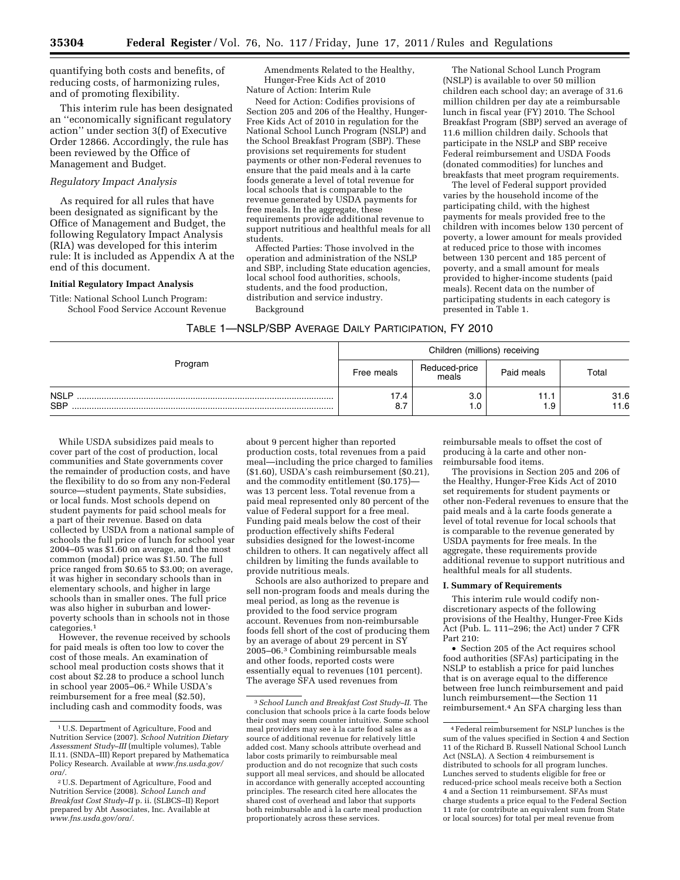quantifying both costs and benefits, of reducing costs, of harmonizing rules, and of promoting flexibility.

This interim rule has been designated an ''economically significant regulatory action'' under section 3(f) of Executive Order 12866. Accordingly, the rule has been reviewed by the Office of Management and Budget.

*Regulatory Impact Analysis*

As required for all rules that have been designated as significant by the Office of Management and Budget, the following Regulatory Impact Analysis (RIA) was developed for this interim rule: It is included as Appendix A at the end of this document.

**Initial Regulatory Impact Analysis**

Title: National School Lunch Program: School Food Service Account Revenue Amendments Related to the Healthy, Hunger-Free Kids Act of 2010

Nature of Action: Interim Rule

Need for Action: Codifies provisions of Section 205 and 206 of the Healthy, Hunger-Free Kids Act of 2010 in regulation for the National School Lunch Program (NSLP) and the School Breakfast Program (SBP). These provisions set requirements for student payments or other non-Federal revenues to ensure that the paid meals and à la carte foods generate a level of total revenue for local schools that is comparable to the revenue generated by USDA payments for free meals. In the aggregate, these requirements provide additional revenue to support nutritious and healthful meals for all students.

Affected Parties: Those involved in the operation and administration of the NSLP and SBP, including State education agencies, local school food authorities, schools, students, and the food production, distribution and service industry.

Background

The National School Lunch Program (NSLP) is available to over 50 million children each school day; an average of 31.6 million children per day ate a reimbursable lunch in fiscal year (FY) 2010. The School Breakfast Program (SBP) served an average of 11.6 million children daily. Schools that participate in the NSLP and SBP receive Federal reimbursement and USDA Foods (donated commodities) for lunches and breakfasts that meet program requirements.

The level of Federal support provided varies by the household income of the participating child, with the highest payments for meals provided free to the children with incomes below 130 percent of poverty, a lower amount for meals provided at reduced price to those with incomes between 130 percent and 185 percent of poverty, and a small amount for meals provided to higher-income students (paid meals). Recent data on the number of participating students in each category is presented in Table 1.

TABLE 1—NSLP/SBP AVERAGE DAILY PARTICIPATION, FY 2010

| Program | Children (millions) receiving | | | |
|---|---|---|---|---|
| | Free meals | Reduced-price meals | Paid meals | Total |
| NSLP | 17.4 | 3.0 | 11.1 | 31.6 |
| SBP | 8.7 | 1.0 | 1.9 | 11.6 |

While USDA subsidizes paid meals to cover part of the cost of production, local communities and State governments cover the remainder of production costs, and have the flexibility to do so from any non-Federal source—student payments, State subsidies, or local funds. Most schools depend on student payments for paid school meals for a part of their revenue. Based on data collected by USDA from a national sample of schools the full price of lunch for school year 2004–05 was $1.60 on average, and the most common (modal) price was $1.50. The full price ranged from $0.65 to $3.00; on average, it was higher in secondary schools than in elementary schools, and higher in large schools than in smaller ones. The full price was also higher in suburban and lower-poverty schools than in schools not in those categories.[1]

However, the revenue received by schools for paid meals is often too low to cover the cost of those meals. An examination of school meal production costs shows that it cost about $2.28 to produce a school lunch in school year 2005–06.[2] While USDA's reimbursement for a free meal ($2.50), including cash and commodity foods, was about 9 percent higher than reported production costs, total revenues from a paid meal—including the price charged to families ($1.60), USDA's cash reimbursement ($0.21), and the commodity entitlement ($0.175)—was 13 percent less. Total revenue from a paid meal represented only 80 percent of the value of Federal support for a free meal. Funding paid meals below the cost of their production effectively shifts Federal subsidies designed for the lowest-income children to others. It can negatively affect all children by limiting the funds available to provide nutritious meals.

Schools are also authorized to prepare and sell non-program foods and meals during the meal period, as long as the revenue is provided to the food service program account. Revenues from non-reimbursable foods fell short of the cost of producing them by an average of about 29 percent in SY 2005–06.[3] Combining reimbursable meals and other foods, reported costs were essentially equal to revenues (101 percent). The average SFA used revenues from reimbursable meals to offset the cost of producing à la carte and other non-reimbursable food items.

The provisions in Section 205 and 206 of the Healthy, Hunger-Free Kids Act of 2010 set requirements for student payments or other non-Federal revenues to ensure that the paid meals and à la carte foods generate a level of total revenue for local schools that is comparable to the revenue generated by USDA payments for free meals. In the aggregate, these requirements provide additional revenue to support nutritious and healthful meals for all students.

**I. Summary of Requirements**

This interim rule would codify non-discretionary aspects of the following provisions of the Healthy, Hunger-Free Kids Act (Pub. L. 111–296; the Act) under 7 CFR Part 210:

• Section 205 of the Act requires school food authorities (SFAs) participating in the NSLP to establish a price for paid lunches that is on average equal to the difference between free lunch reimbursement and paid lunch reimbursement—the Section 11 reimbursement.[4] An SFA charging less than

[1] U.S. Department of Agriculture, Food and Nutrition Service (2007). *School Nutrition Dietary Assessment Study–III* (multiple volumes), Table II.11. (SNDA–III) Report prepared by Mathematica Policy Research. Available at *www.fns.usda.gov/ora/*.

[2] U.S. Department of Agriculture, Food and Nutrition Service (2008). *School Lunch and Breakfast Cost Study–II* p. ii. (SLBCS–II) Report prepared by Abt Associates, Inc. Available at *www.fns.usda.gov/ora/*.

[3] *School Lunch and Breakfast Cost Study–II.* The conclusion that schools price à la carte foods below their cost may seem counter intuitive. Some school meal providers may see à la carte food sales as a source of additional revenue for relatively little added cost. Many schools attribute overhead and labor costs primarily to reimbursable meal production and do not recognize that such costs support all meal services, and should be allocated in accordance with generally accepted accounting principles. The research cited here allocates the shared cost of overhead and labor that supports both reimbursable and à la carte meal production proportionately across these services.

[4] Federal reimbursement for NSLP lunches is the sum of the values specified in Section 4 and Section 11 of the Richard B. Russell National School Lunch Act (NSLA). A Section 4 reimbursement is distributed to schools for all program lunches. Lunches served to students eligible for free or reduced-price school meals receive both a Section 4 and a Section 11 reimbursement. SFAs must charge students a price equal to the Federal Section 11 rate (or contribute an equivalent sum from State or local sources) for total per meal revenue from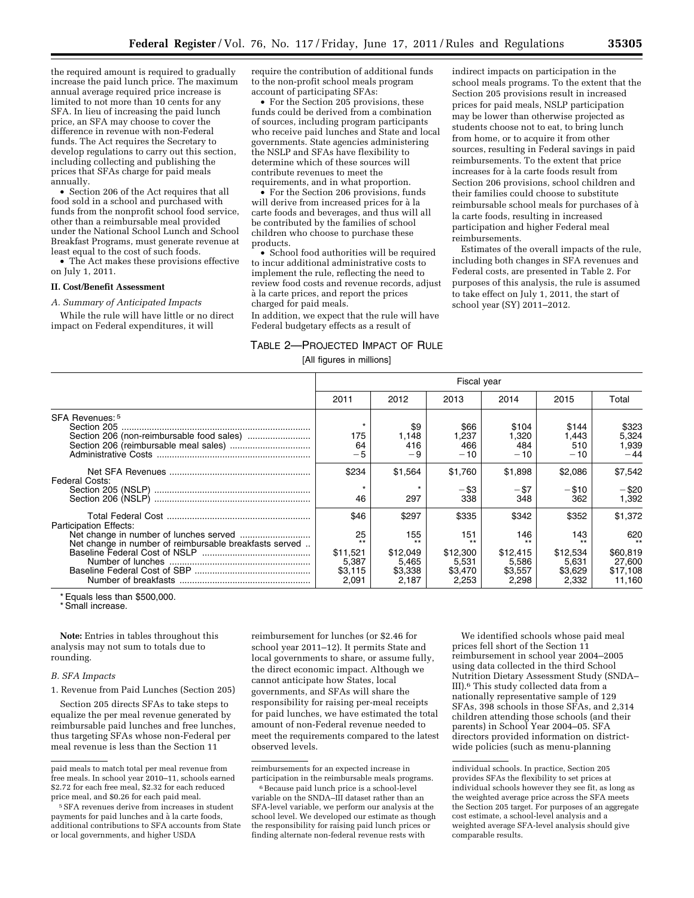the required amount is required to gradually increase the paid lunch price. The maximum annual average required price increase is limited to not more than 10 cents for any SFA. In lieu of increasing the paid lunch price, an SFA may choose to cover the difference in revenue with non-Federal funds. The Act requires the Secretary to develop regulations to carry out this section, including collecting and publishing the prices that SFAs charge for paid meals annually.

- Section 206 of the Act requires that all food sold in a school and purchased with funds from the nonprofit school food service, other than a reimbursable meal provided under the National School Lunch and School Breakfast Programs, must generate revenue at least equal to the cost of such foods.
- The Act makes these provisions effective on July 1, 2011.

## II. Cost/Benefit Assessment

### A. Summary of Anticipated Impacts

While the rule will have little or no direct impact on Federal expenditures, it will require the contribution of additional funds to the non-profit school meals program account of participating SFAs:

- For the Section 205 provisions, these funds could be derived from a combination of sources, including program participants who receive paid lunches and State and local governments. State agencies administering the NSLP and SFAs have flexibility to determine which of these sources will contribute revenues to meet the requirements, and in what proportion.
- For the Section 206 provisions, funds will derive from increased prices for à la carte foods and beverages, and thus will all be contributed by the families of school children who choose to purchase these products.
- School food authorities will be required to incur additional administrative costs to implement the rule, reflecting the need to review food costs and revenue records, adjust à la carte prices, and report the prices charged for paid meals.

In addition, we expect that the rule will have Federal budgetary effects as a result of indirect impacts on participation in the school meals programs. To the extent that the Section 205 provisions result in increased prices for paid meals, NSLP participation may be lower than otherwise projected as students choose not to eat, to bring lunch from home, or to acquire it from other sources, resulting in Federal savings in paid reimbursements. To the extent that price increases for à la carte foods result from Section 206 provisions, school children and their families could choose to substitute reimbursable school meals for purchases of à la carte foods, resulting in increased participation and higher Federal meal reimbursements.

Estimates of the overall impacts of the rule, including both changes in SFA revenues and Federal costs, are presented in Table 2. For purposes of this analysis, the rule is assumed to take effect on July 1, 2011, the start of school year (SY) 2011–2012.

TABLE 2—PROJECTED IMPACT OF RULE

[All figures in millions]

| | Fiscal year | | | | | |
|---|---|---|---|---|---|---|
| | 2011 | 2012 | 2013 | 2014 | 2015 | Total |
| SFA Revenues:[5] | | | | | | |
| Section 205 | * | $9 | $66 | $104 | $144 | $323 |
| Section 206 (non-reimbursable food sales) | 175 | 1,148 | 1,237 | 1,320 | 1,443 | 5,324 |
| Section 206 (reimbursable meal sales) | 64 | 416 | 466 | 484 | 510 | 1,939 |
| Administrative Costs | −5 | −9 | −10 | −10 | −10 | −44 |
| Net SFA Revenues | $234 | $1,564 | $1,760 | $1,898 | $2,086 | $7,542 |
| Federal Costs: | | | | | | |
| Section 205 (NSLP) | * | * | −$3 | −$7 | −$10 | −$20 |
| Section 206 (NSLP) | 46 | 297 | 338 | 348 | 362 | 1,392 |
| Total Federal Cost | $46 | $297 | $335 | $342 | $352 | $1,372 |
| Participation Effects: | | | | | | |
| Net change in number of lunches served | 25 | 155 | 151 | 146 | 143 | 620 |
| Net change in number of reimbursable breakfasts served | ** | ** | ** | ** | ** | ** |
| Baseline Federal Cost of NSLP | $11,521 | $12,049 | $12,300 | $12,415 | $12,534 | $60,819 |
| Number of lunches | 5,387 | 5,465 | 5,531 | 5,586 | 5,631 | 27,600 |
| Baseline Federal Cost of SBP | $3,115 | $3,338 | $3,470 | $3,557 | $3,629 | $17,108 |
| Number of breakfasts | 2,091 | 2,187 | 2,253 | 2,298 | 2,332 | 11,160 |

\* Equals less than $500,000.

\* Small increase.

**Note:** Entries in tables throughout this analysis may not sum to totals due to rounding.

### B. SFA Impacts

1. Revenue from Paid Lunches (Section 205)

Section 205 directs SFAs to take steps to equalize the per meal revenue generated by reimbursable paid lunches and free lunches, thus targeting SFAs whose non-Federal per meal revenue is less than the Section 11 reimbursement for lunches (or $2.46 for school year 2011–12). It permits State and local governments to share, or assume fully, the direct economic impact. Although we cannot anticipate how States, local governments, and SFAs will share the responsibility for raising per-meal receipts for paid lunches, we have estimated the total amount of non-Federal revenue needed to meet the requirements compared to the latest observed levels.

We identified schools whose paid meal prices fell short of the Section 11 reimbursement in school year 2004–2005 using data collected in the third School Nutrition Dietary Assessment Study (SNDA–III).[6] This study collected data from a nationally representative sample of 129 SFAs, 398 schools in those SFAs, and 2,314 children attending those schools (and their parents) in School Year 2004–05. SFA directors provided information on district-wide policies (such as menu-planning

---

paid meals to match total per meal revenue from free meals. In school year 2010–11, schools earned $2.72 for each free meal, $2.32 for each reduced price meal, and $0.26 for each paid meal.

[5] SFA revenues derive from increases in student payments for paid lunches and à la carte foods, additional contributions to SFA accounts from State or local governments, and higher USDA reimbursements for an expected increase in participation in the reimbursable meals programs.

[6] Because paid lunch price is a school-level variable on the SNDA–III dataset rather than an SFA-level variable, we perform our analysis at the school level. We developed our estimate as though the responsibility for raising paid lunch prices or finding alternate non-federal revenue rests with individual schools. In practice, Section 205 provides SFAs the flexibility to set prices at individual schools however they see fit, as long as the weighted average price across the SFA meets the Section 205 target. For purposes of an aggregate cost estimate, a school-level analysis and a weighted average SFA-level analysis should give comparable results.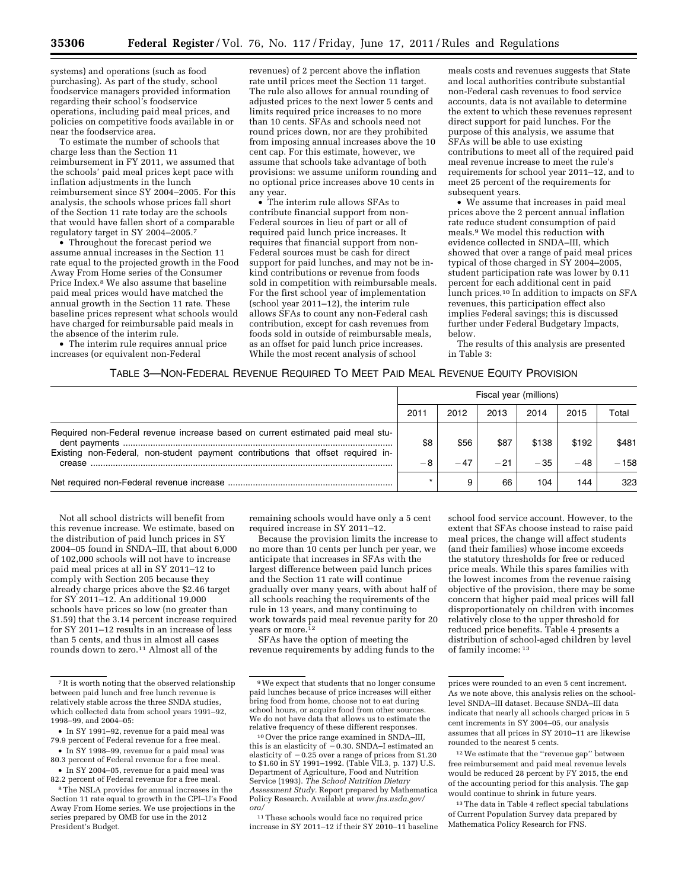systems) and operations (such as food purchasing). As part of the study, school foodservice managers provided information regarding their school's foodservice operations, including paid meal prices, and policies on competitive foods available in or near the foodservice area.

To estimate the number of schools that charge less than the Section 11 reimbursement in FY 2011, we assumed that the schools' paid meal prices kept pace with inflation adjustments in the lunch reimbursement since SY 2004–2005. For this analysis, the schools whose prices fall short of the Section 11 rate today are the schools that would have fallen short of a comparable regulatory target in SY 2004–2005.[7]

- Throughout the forecast period we assume annual increases in the Section 11 rate equal to the projected growth in the Food Away From Home series of the Consumer Price Index.[8] We also assume that baseline paid meal prices would have matched the annual growth in the Section 11 rate. These baseline prices represent what schools would have charged for reimbursable paid meals in the absence of the interim rule.
- The interim rule requires annual price increases (or equivalent non-Federal revenues) of 2 percent above the inflation rate until prices meet the Section 11 target. The rule also allows for annual rounding of adjusted prices to the next lower 5 cents and limits required price increases to no more than 10 cents. SFAs and schools need not round prices down, nor are they prohibited from imposing annual increases above the 10 cent cap. For this estimate, however, we assume that schools take advantage of both provisions: we assume uniform rounding and no optional price increases above 10 cents in any year.
- The interim rule allows SFAs to contribute financial support from non-Federal sources in lieu of part or all of required paid lunch price increases. It requires that financial support from non-Federal sources must be cash for direct support for paid lunches, and may not be in-kind contributions or revenue from foods sold in competition with reimbursable meals. For the first school year of implementation (school year 2011–12), the interim rule allows SFAs to count any non-Federal cash contribution, except for cash revenues from foods sold in outside of reimbursable meals, as an offset for paid lunch price increases. While the most recent analysis of school meals costs and revenues suggests that State and local authorities contribute substantial non-Federal cash revenues to food service accounts, data is not available to determine the extent to which these revenues represent direct support for paid lunches. For the purpose of this analysis, we assume that SFAs will be able to use existing contributions to meet all of the required paid meal revenue increase to meet the rule's requirements for school year 2011–12, and to meet 25 percent of the requirements for subsequent years.
- We assume that increases in paid meal prices above the 2 percent annual inflation rate reduce student consumption of paid meals.[9] We model this reduction with evidence collected in SNDA–III, which showed that over a range of paid meal prices typical of those charged in SY 2004–2005, student participation rate was lower by 0.11 percent for each additional cent in paid lunch prices.[10] In addition to impacts on SFA revenues, this participation effect also implies Federal savings; this is discussed further under Federal Budgetary Impacts, below.

The results of this analysis are presented in Table 3:

TABLE 3—NON-FEDERAL REVENUE REQUIRED TO MEET PAID MEAL REVENUE EQUITY PROVISION

| | Fiscal year (millions) | | | | | |
|---|---|---|---|---|---|---|
| | 2011 | 2012 | 2013 | 2014 | 2015 | Total |
| Required non-Federal revenue increase based on current estimated paid meal student payments | $8 | $56 | $87 | $138 | $192 | $481 |
| Existing non-Federal, non-student payment contributions that offset required increase | −8 | −47 | −21 | −35 | −48 | −158 |
| Net required non-Federal revenue increase | * | 9 | 66 | 104 | 144 | 323 |

Not all school districts will benefit from this revenue increase. We estimate, based on the distribution of paid lunch prices in SY 2004–05 found in SNDA–III, that about 6,000 of 102,000 schools will not have to increase paid meal prices at all in SY 2011–12 to comply with Section 205 because they already charge prices above the $2.46 target for SY 2011–12. An additional 19,000 schools have prices so low (no greater than $1.59) that the 3.14 percent increase required for SY 2011–12 results in an increase of less than 5 cents, and thus in almost all cases rounds down to zero.[11] Almost all of the remaining schools would have only a 5 cent required increase in SY 2011–12.

Because the provision limits the increase to no more than 10 cents per lunch per year, we anticipate that increases in SFAs with the largest difference between paid lunch prices and the Section 11 rate will continue gradually over many years, with about half of all schools reaching the requirements of the rule in 13 years, and many continuing to work towards paid meal revenue parity for 20 years or more.[12]

SFAs have the option of meeting the revenue requirements by adding funds to the school food service account. However, to the extent that SFAs choose instead to raise paid meal prices, the change will affect students (and their families) whose income exceeds the statutory thresholds for free or reduced price meals. While this spares families with the lowest incomes from the revenue raising objective of the provision, there may be some concern that higher paid meal prices will fall disproportionately on children with incomes relatively close to the upper threshold for reduced price benefits. Table 4 presents a distribution of school-aged children by level of family income:[13]

---

[7] It is worth noting that the observed relationship between paid lunch and free lunch revenue is relatively stable across the three SNDA studies, which collected data from school years 1991–92, 1998–99, and 2004–05:

- In SY 1991–92, revenue for a paid meal was 79.9 percent of Federal revenue for a free meal.
- In SY 1998–99, revenue for a paid meal was 80.3 percent of Federal revenue for a free meal.
- In SY 2004–05, revenue for a paid meal was 82.2 percent of Federal revenue for a free meal.

[8] The NSLA provides for annual increases in the Section 11 rate equal to growth in the CPI–U's Food Away From Home series. We use projections in the series prepared by OMB for use in the 2012 President's Budget.

[9] We expect that students that no longer consume paid lunches because of price increases will either bring food from home, choose not to eat during school hours, or acquire food from other sources. We do not have data that allows us to estimate the relative frequency of these different responses.

[10] Over the price range examined in SNDA–III, this is an elasticity of −0.30. SNDA–I estimated an elasticity of −0.25 over a range of prices from $1.20 to $1.60 in SY 1991–1992. (Table VII.3, p. 137) U.S. Department of Agriculture, Food and Nutrition Service (1993). *The School Nutrition Dietary Assessment Study.* Report prepared by Mathematica Policy Research. Available at *www.fns.usda.gov/ora/*

[11] These schools would face no required price increase in SY 2011–12 if their SY 2010–11 baseline prices were rounded to an even 5 cent increment. As we note above, this analysis relies on the school-level SNDA–III dataset. Because SNDA–III data indicate that nearly all schools charged prices in 5 cent increments in SY 2004–05, our analysis assumes that all prices in SY 2010–11 are likewise rounded to the nearest 5 cents.

[12] We estimate that the "revenue gap" between free reimbursement and paid meal revenue levels would be reduced 28 percent by FY 2015, the end of the accounting period for this analysis. The gap would continue to shrink in future years.

[13] The data in Table 4 reflect special tabulations of Current Population Survey data prepared by Mathematica Policy Research for FNS.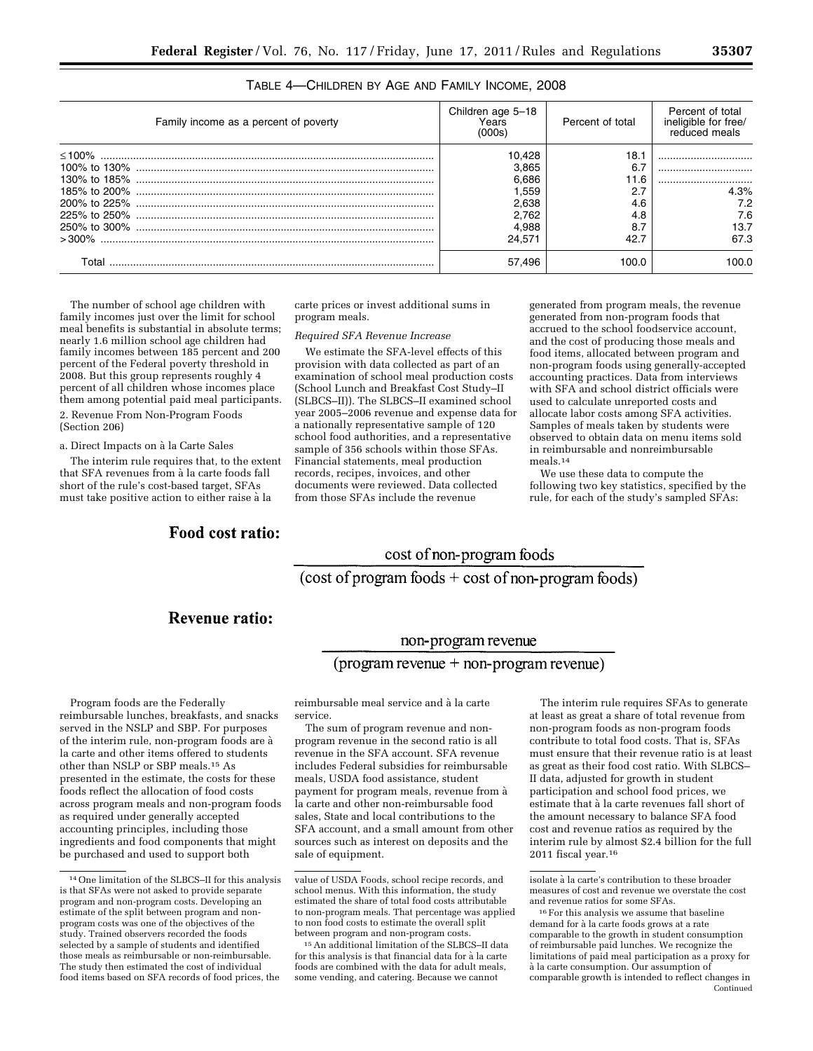TABLE 4—CHILDREN BY AGE AND FAMILY INCOME, 2008

| Family income as a percent of poverty | Children age 5–18 Years (000s) | Percent of total | Percent of total ineligible for free/reduced meals |
|---|---|---|---|
| ≤100% | 10,428 | 18.1 | |
| 100% to 130% | 3,865 | 6.7 | |
| 130% to 185% | 6,686 | 11.6 | |
| 185% to 200% | 1,559 | 2.7 | 4.3% |
| 200% to 225% | 2,638 | 4.6 | 7.2 |
| 225% to 250% | 2,762 | 4.8 | 7.6 |
| 250% to 300% | 4,988 | 8.7 | 13.7 |
| >300% | 24,571 | 42.7 | 67.3 |
| Total | 57,496 | 100.0 | 100.0 |

The number of school age children with family incomes just over the limit for school meal benefits is substantial in absolute terms; nearly 1.6 million school age children had family incomes between 185 percent and 200 percent of the Federal poverty threshold in 2008. But this group represents roughly 4 percent of all children whose incomes place them among potential paid meal participants.

2. Revenue From Non-Program Foods (Section 206)

a. Direct Impacts on à la Carte Sales

The interim rule requires that, to the extent that SFA revenues from à la carte foods fall short of the rule's cost-based target, SFAs must take positive action to either raise à la carte prices or invest additional sums in program meals.

*Required SFA Revenue Increase*

We estimate the SFA-level effects of this provision with data collected as part of an examination of school meal production costs (School Lunch and Breakfast Cost Study–II (SLBCS–II)). The SLBCS–II examined school year 2005–2006 revenue and expense data for a nationally representative sample of 120 school food authorities, and a representative sample of 356 schools within those SFAs. Financial statements, meal production records, recipes, invoices, and other documents were reviewed. Data collected from those SFAs include the revenue generated from program meals, the revenue generated from non-program foods that accrued to the school foodservice account, and the cost of producing those meals and food items, allocated between program and non-program foods using generally-accepted accounting practices. Data from interviews with SFA and school district officials were used to calculate unreported costs and allocate labor costs among SFA activities. Samples of meals taken by students were observed to obtain data on menu items sold in reimbursable and nonreimbursable meals.[14]

We use these data to compute the following two key statistics, specified by the rule, for each of the study's sampled SFAs:

**Food cost ratio:**

$$\frac{\text{cost of non-program foods}}{(\text{cost of program foods} + \text{cost of non-program foods})}$$

**Revenue ratio:**

$$\frac{\text{non-program revenue}}{(\text{program revenue} + \text{non-program revenue})}$$

Program foods are the Federally reimbursable lunches, breakfasts, and snacks served in the NSLP and SBP. For purposes of the interim rule, non-program foods are à la carte and other items offered to students other than NSLP or SBP meals.[15] As presented in the estimate, the costs for these foods reflect the allocation of food costs across program meals and non-program foods as required under generally accepted accounting principles, including those ingredients and food components that might be purchased and used to support both reimbursable meal service and à la carte service.

The sum of program revenue and non-program revenue in the second ratio is all revenue in the SFA account. SFA revenue includes Federal subsidies for reimbursable meals, USDA food assistance, student payment for program meals, revenue from à la carte and other non-reimbursable food sales, State and local contributions to the SFA account, and a small amount from other sources such as interest on deposits and the sale of equipment.

The interim rule requires SFAs to generate at least as great a share of total revenue from non-program foods as non-program foods contribute to total food costs. That is, SFAs must ensure that their revenue ratio is at least as great as their food cost ratio. With SLBCS–II data, adjusted for growth in student participation and school food prices, we estimate that à la carte revenues fall short of the amount necessary to balance SFA food cost and revenue ratios as required by the interim rule by almost \$2.4 billion for the full 2011 fiscal year.[16]

---

[14] One limitation of the SLBCS–II for this analysis is that SFAs were not asked to provide separate program and non-program costs. Developing an estimate of the split between program and non-program costs was one of the objectives of the study. Trained observers recorded the foods selected by a sample of students and identified those meals as reimbursable or non-reimbursable. The study then estimated the cost of individual food items based on SFA records of food prices, the value of USDA Foods, school recipe records, and school menus. With this information, the study estimated the share of total food costs attributable to non-program meals. That percentage was applied to non food costs to estimate the overall split between program and non-program costs.

[15] An additional limitation of the SLBCS–II data for this analysis is that financial data for à la carte foods are combined with the data for adult meals, some vending, and catering. Because we cannot isolate à la carte's contribution to these broader measures of cost and revenue we overstate the cost and revenue ratios for some SFAs.

[16] For this analysis we assume that baseline demand for à la carte foods grows at a rate comparable to the growth in student consumption of reimbursable paid lunches. We recognize the limitations of paid meal participation as a proxy for à la carte consumption. Our assumption of comparable growth is intended to reflect changes in

Continued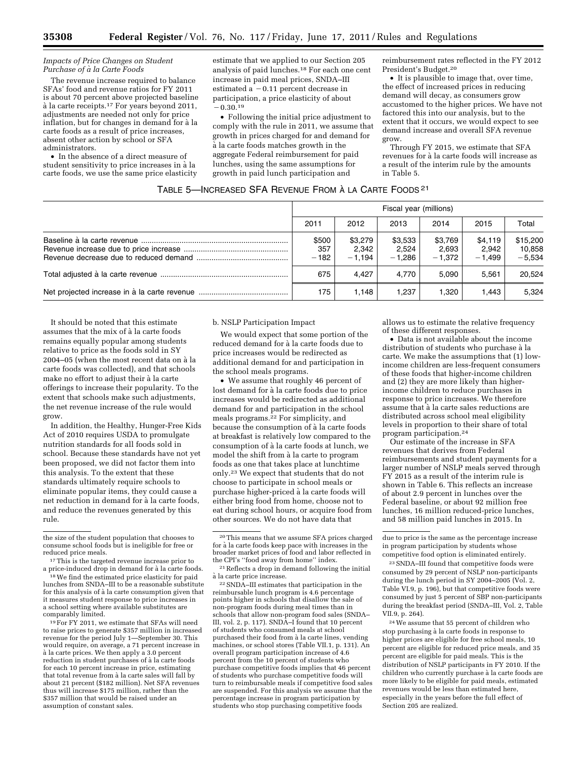*Impacts of Price Changes on Student Purchase of à la Carte Foods*

The revenue increase required to balance SFAs' food and revenue ratios for FY 2011 is about 70 percent above projected baseline à la carte receipts.[17] For years beyond 2011, adjustments are needed not only for price inflation, but for changes in demand for à la carte foods as a result of price increases, absent other action by school or SFA administrators.

• In the absence of a direct measure of student sensitivity to price increases in à la carte foods, we use the same price elasticity estimate that we applied to our Section 205 analysis of paid lunches.[18] For each one cent increase in paid meal prices, SNDA–III estimated a −0.11 percent decrease in participation, a price elasticity of about −0.30.[19]

• Following the initial price adjustment to comply with the rule in 2011, we assume that growth in prices charged for and demand for à la carte foods matches growth in the aggregate Federal reimbursement for paid lunches, using the same assumptions for growth in paid lunch participation and reimbursement rates reflected in the FY 2012 President's Budget.[20]

• It is plausible to image that, over time, the effect of increased prices in reducing demand will decay, as consumers grow accustomed to the higher prices. We have not factored this into our analysis, but to the extent that it occurs, we would expect to see demand increase and overall SFA revenue grow.

Through FY 2015, we estimate that SFA revenues for à la carte foods will increase as a result of the interim rule by the amounts in Table 5.

TABLE 5—INCREASED SFA REVENUE FROM À LA CARTE FOODS [21]

| | Fiscal year (millions) | | | | | |
|---|---|---|---|---|---|---|
| | 2011 | 2012 | 2013 | 2014 | 2015 | Total |
| Baseline à la carte revenue | $500 | $3,279 | $3,533 | $3,769 | $4,119 | $15,200 |
| Revenue increase due to price increase | 357 | 2,342 | 2,524 | 2,693 | 2,942 | 10,858 |
| Revenue decrease due to reduced demand | −182 | −1,194 | −1,286 | −1,372 | −1,499 | −5,534 |
| Total adjusted à la carte revenue | 675 | 4,427 | 4,770 | 5,090 | 5,561 | 20,524 |
| Net projected increase in à la carte revenue | 175 | 1,148 | 1,237 | 1,320 | 1,443 | 5,324 |

It should be noted that this estimate assumes that the mix of à la carte foods remains equally popular among students relative to price as the foods sold in SY 2004–05 (when the most recent data on à la carte foods was collected), and that schools make no effort to adjust their à la carte offerings to increase their popularity. To the extent that schools make such adjustments, the net revenue increase of the rule would grow.

In addition, the Healthy, Hunger-Free Kids Act of 2010 requires USDA to promulgate nutrition standards for all foods sold in school. Because these standards have not yet been proposed, we did not factor them into this analysis. To the extent that these standards ultimately require schools to eliminate popular items, they could cause a net reduction in demand for à la carte foods, and reduce the revenues generated by this rule.

b. NSLP Participation Impact

We would expect that some portion of the reduced demand for à la carte foods due to price increases would be redirected as additional demand for and participation in the school meals programs.

• We assume that roughly 46 percent of lost demand for à la carte foods due to price increases would be redirected as additional demand for and participation in the school meals programs.[22] For simplicity, and because the consumption of à la carte foods at breakfast is relatively low compared to the consumption of à la carte foods at lunch, we model the shift from à la carte to program foods as one that takes place at lunchtime only.[23] We expect that students that do not choose to participate in school meals or purchase higher-priced à la carte foods will either bring food from home, choose not to eat during school hours, or acquire food from other sources. We do not have data that allows us to estimate the relative frequency of these different responses.

• Data is not available about the income distribution of students who purchase à la carte. We make the assumptions that (1) low-income children are less-frequent consumers of these foods that higher-income children and (2) they are more likely than higher-income children to reduce purchases in response to price increases. We therefore assume that à la carte sales reductions are distributed across school meal eligibility levels in proportion to their share of total program participation.[24]

Our estimate of the increase in SFA revenues that derives from Federal reimbursements and student payments for a larger number of NSLP meals served through FY 2015 as a result of the interim rule is shown in Table 6. This reflects an increase of about 2.9 percent in lunches over the Federal baseline, or about 92 million free lunches, 16 million reduced-price lunches, and 58 million paid lunches in 2015. In

---

the size of the student population that chooses to consume school foods but is ineligible for free or reduced price meals.

[17] This is the targeted revenue increase prior to a price-induced drop in demand for à la carte foods.

[18] We find the estimated price elasticity for paid lunches from SNDA–III to be a reasonable substitute for this analysis of à la carte consumption given that it measures student response to price increases in a school setting where available substitutes are comparably limited.

[19] For FY 2011, we estimate that SFAs will need to raise prices to generate $357 million in increased revenue for the period July 1—September 30. This would require, on average, a 71 percent increase in à la carte prices. We then apply a 3.0 percent reduction in student purchases of à la carte foods for each 10 percent increase in price, estimating that total revenue from à la carte sales will fall by about 21 percent ($182 million). Net SFA revenues thus will increase $175 million, rather than the $357 million that would be raised under an assumption of constant sales.

[20] This means that we assume SFA prices charged for à la carte foods keep pace with increases in the broader market prices of food and labor reflected in the CPI's "food away from home" index.

[21] Reflects a drop in demand following the initial à la carte price increase.

[22] SNDA–III estimates that participation in the reimbursable lunch program is 4.6 percentage points higher in schools that disallow the sale of non-program foods during meal times than in schools that allow non-program food sales (SNDA–III, vol. 2, p. 117). SNDA–I found that 10 percent of students who consumed meals at school purchased their food from à la carte lines, vending machines, or school stores (Table VII.1, p. 131). An overall program participation increase of 4.6 percent from the 10 percent of students who purchase competitive foods implies that 46 percent of students who purchase competitive foods will turn to reimbursable meals if competitive food sales are suspended. For this analysis we assume that the percentage increase in program participation by students who stop purchasing competitive foods due to price is the same as the percentage increase in program participation by students whose competitive food option is eliminated entirely.

[23] SNDA–III found that competitive foods were consumed by 29 percent of NSLP non-participants during the lunch period in SY 2004–2005 (Vol. 2, Table VI.9, p. 196), but that competitive foods were consumed by just 5 percent of SBP non-participants during the breakfast period (SNDA–III, Vol. 2, Table VII.9, p. 264).

[24] We assume that 55 percent of children who stop purchasing à la carte foods in response to higher prices are eligible for free school meals, 10 percent are eligible for reduced price meals, and 35 percent are eligible for paid meals. This is the distribution of NSLP participants in FY 2010. If the children who currently purchase à la carte foods are more likely to be eligible for paid meals, estimated revenues would be less than estimated here, especially in the years before the full effect of Section 205 are realized.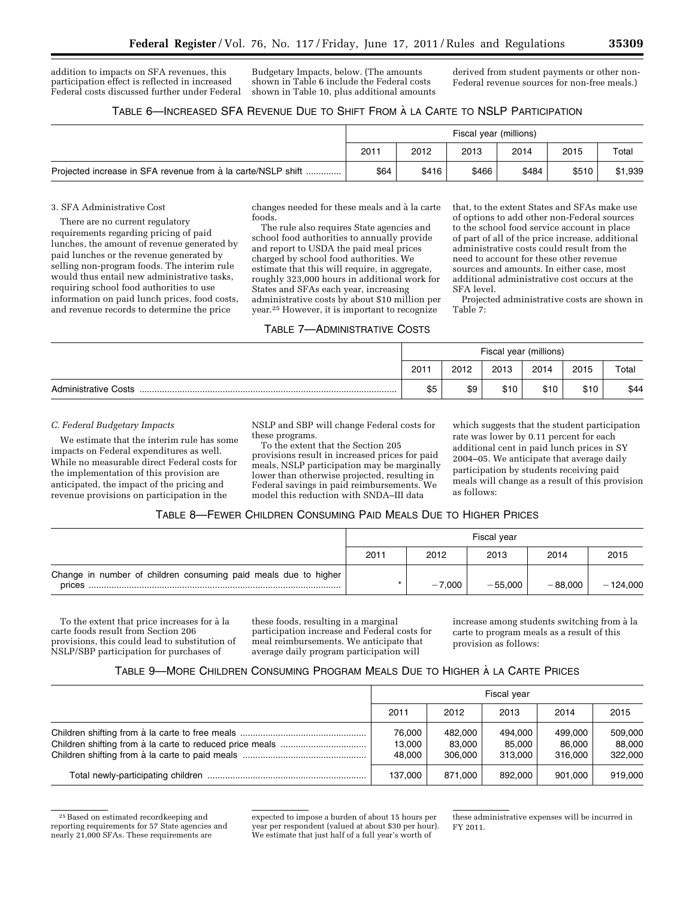addition to impacts on SFA revenues, this participation effect is reflected in increased Federal costs discussed further under Federal Budgetary Impacts, below. (The amounts shown in Table 6 include the Federal costs shown in Table 10, plus additional amounts derived from student payments or other non-Federal revenue sources for non-free meals.)

TABLE 6—INCREASED SFA REVENUE DUE TO SHIFT FROM À LA CARTE TO NSLP PARTICIPATION

| | Fiscal year (millions) | | | | | |
|---|---|---|---|---|---|---|
| | 2011 | 2012 | 2013 | 2014 | 2015 | Total |
| Projected increase in SFA revenue from à la carte/NSLP shift | $64 | $416 | $466 | $484 | $510 | $1,939 |

3. SFA Administrative Cost

There are no current regulatory requirements regarding pricing of paid lunches, the amount of revenue generated by paid lunches or the revenue generated by selling non-program foods. The interim rule would thus entail new administrative tasks, requiring school food authorities to use information on paid lunch prices, food costs, and revenue records to determine the price changes needed for these meals and à la carte foods.

The rule also requires State agencies and school food authorities to annually provide and report to USDA the paid meal prices charged by school food authorities. We estimate that this will require, in aggregate, roughly 323,000 hours in additional work for States and SFAs each year, increasing administrative costs by about $10 million per year.[25] However, it is important to recognize that, to the extent States and SFAs make use of options to add other non-Federal sources to the school food service account in place of part of all of the price increase, additional administrative costs could result from the need to account for these other revenue sources and amounts. In either case, most additional administrative cost occurs at the SFA level.

Projected administrative costs are shown in Table 7:

TABLE 7—ADMINISTRATIVE COSTS

| | Fiscal year (millions) | | | | | |
|---|---|---|---|---|---|---|
| | 2011 | 2012 | 2013 | 2014 | 2015 | Total |
| Administrative Costs | $5 | $9 | $10 | $10 | $10 | $44 |

*C. Federal Budgetary Impacts*

We estimate that the interim rule has some impacts on Federal expenditures as well. While no measurable direct Federal costs for the implementation of this provision are anticipated, the impact of the pricing and revenue provisions on participation in the NSLP and SBP will change Federal costs for these programs.

To the extent that the Section 205 provisions result in increased prices for paid meals, NSLP participation may be marginally lower than otherwise projected, resulting in Federal savings in paid reimbursements. We model this reduction with SNDA–III data which suggests that the student participation rate was lower by 0.11 percent for each additional cent in paid lunch prices in SY 2004–05. We anticipate that average daily participation by students receiving paid meals will change as a result of this provision as follows:

TABLE 8—FEWER CHILDREN CONSUMING PAID MEALS DUE TO HIGHER PRICES

| | Fiscal year | | | | |
|---|---|---|---|---|---|
| | 2011 | 2012 | 2013 | 2014 | 2015 |
| Change in number of children consuming paid meals due to higher prices | * | −7,000 | −55,000 | −88,000 | −124,000 |

To the extent that price increases for à la carte foods result from Section 206 provisions, this could lead to substitution of NSLP/SBP participation for purchases of these foods, resulting in a marginal participation increase and Federal costs for meal reimbursements. We anticipate that average daily program participation will increase among students switching from à la carte to program meals as a result of this provision as follows:

TABLE 9—MORE CHILDREN CONSUMING PROGRAM MEALS DUE TO HIGHER À LA CARTE PRICES

| | Fiscal year | | | | |
|---|---|---|---|---|---|
| | 2011 | 2012 | 2013 | 2014 | 2015 |
| Children shifting from à la carte to free meals | 76,000 | 482,000 | 494,000 | 499,000 | 509,000 |
| Children shifting from à la carte to reduced price meals | 13,000 | 83,000 | 85,000 | 86,000 | 88,000 |
| Children shifting from à la carte to paid meals | 48,000 | 306,000 | 313,000 | 316,000 | 322,000 |
| Total newly-participating children | 137,000 | 871,000 | 892,000 | 901,000 | 919,000 |

[25] Based on estimated recordkeeping and reporting requirements for 57 State agencies and nearly 21,000 SFAs. These requirements are expected to impose a burden of about 15 hours per year per respondent (valued at about $30 per hour). We estimate that just half of a full year's worth of these administrative expenses will be incurred in FY 2011.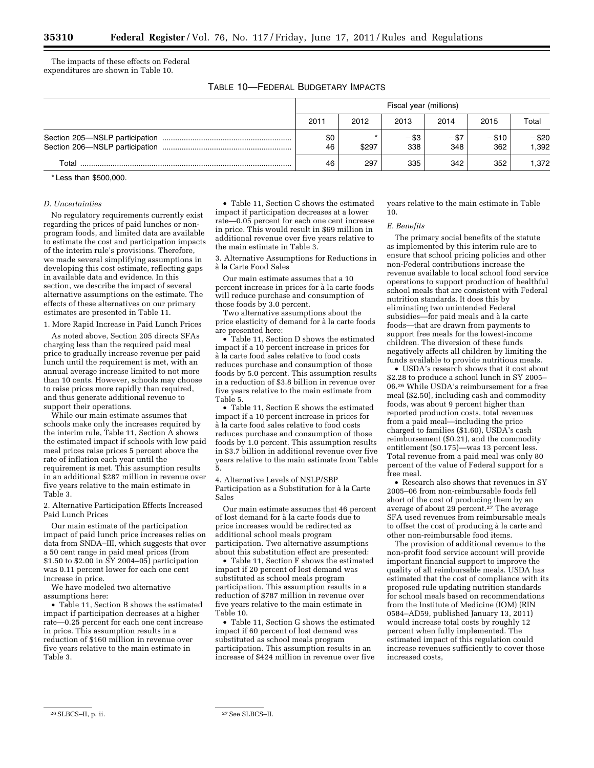The impacts of these effects on Federal expenditures are shown in Table 10.

TABLE 10—FEDERAL BUDGETARY IMPACTS

| | Fiscal year (millions) | | | | | |
|---|---|---|---|---|---|---|
| | 2011 | 2012 | 2013 | 2014 | 2015 | Total |
| Section 205—NSLP participation | $0 | * | −$3 | −$7 | −$10 | −$20 |
| Section 206—NSLP participation | 46 | $297 | 338 | 348 | 362 | 1,392 |
| Total | 46 | 297 | 335 | 342 | 352 | 1,372 |

* Less than $500,000.

### D. Uncertainties

No regulatory requirements currently exist regarding the prices of paid lunches or non-program foods, and limited data are available to estimate the cost and participation impacts of the interim rule's provisions. Therefore, we made several simplifying assumptions in developing this cost estimate, reflecting gaps in available data and evidence. In this section, we describe the impact of several alternative assumptions on the estimate. The effects of these alternatives on our primary estimates are presented in Table 11.

1. More Rapid Increase in Paid Lunch Prices

As noted above, Section 205 directs SFAs charging less than the required paid meal price to gradually increase revenue per paid lunch until the requirement is met, with an annual average increase limited to not more than 10 cents. However, schools may choose to raise prices more rapidly than required, and thus generate additional revenue to support their operations.

While our main estimate assumes that schools make only the increases required by the interim rule, Table 11, Section A shows the estimated impact if schools with low paid meal prices raise prices 5 percent above the rate of inflation each year until the requirement is met. This assumption results in an additional $287 million in revenue over five years relative to the main estimate in Table 3.

2. Alternative Participation Effects Increased Paid Lunch Prices

Our main estimate of the participation impact of paid lunch price increases relies on data from SNDA–III, which suggests that over a 50 cent range in paid meal prices (from $1.50 to $2.00 in SY 2004–05) participation was 0.11 percent lower for each one cent increase in price.

We have modeled two alternative assumptions here:

- Table 11, Section B shows the estimated impact if participation decreases at a higher rate—0.25 percent for each one cent increase in price. This assumption results in a reduction of $160 million in revenue over five years relative to the main estimate in Table 3.
- Table 11, Section C shows the estimated impact if participation decreases at a lower rate—0.05 percent for each one cent increase in price. This would result in $69 million in additional revenue over five years relative to the main estimate in Table 3.

3. Alternative Assumptions for Reductions in à la Carte Food Sales

Our main estimate assumes that a 10 percent increase in prices for à la carte foods will reduce purchase and consumption of those foods by 3.0 percent.

Two alternative assumptions about the price elasticity of demand for à la carte foods are presented here:

- Table 11, Section D shows the estimated impact if a 10 percent increase in prices for à la carte food sales relative to food costs reduces purchase and consumption of those foods by 5.0 percent. This assumption results in a reduction of $3.8 billion in revenue over five years relative to the main estimate from Table 5.
- Table 11, Section E shows the estimated impact if a 10 percent increase in prices for à la carte food sales relative to food costs reduces purchase and consumption of those foods by 1.0 percent. This assumption results in $3.7 billion in additional revenue over five years relative to the main estimate from Table 5.

4. Alternative Levels of NSLP/SBP Participation as a Substitution for à la Carte Sales

Our main estimate assumes that 46 percent of lost demand for à la carte foods due to price increases would be redirected as additional school meals program participation. Two alternative assumptions about this substitution effect are presented:

- Table 11, Section F shows the estimated impact if 20 percent of lost demand was substituted as school meals program participation. This assumption results in a reduction of $787 million in revenue over five years relative to the main estimate in Table 10.
- Table 11, Section G shows the estimated impact if 60 percent of lost demand was substituted as school meals program participation. This assumption results in an increase of $424 million in revenue over five years relative to the main estimate in Table 10.

### E. Benefits

The primary social benefits of the statute as implemented by this interim rule are to ensure that school pricing policies and other non-Federal contributions increase the revenue available to local school food service operations to support production of healthful school meals that are consistent with Federal nutrition standards. It does this by eliminating two unintended Federal subsidies—for paid meals and à la carte foods—that are drawn from payments to support free meals for the lowest-income children. The diversion of these funds negatively affects all children by limiting the funds available to provide nutritious meals.

- USDA's research shows that it cost about $2.28 to produce a school lunch in SY 2005–06.[26] While USDA's reimbursement for a free meal ($2.50), including cash and commodity foods, was about 9 percent higher than reported production costs, total revenues from a paid meal—including the price charged to families ($1.60), USDA's cash reimbursement ($0.21), and the commodity entitlement ($0.175)—was 13 percent less. Total revenue from a paid meal was only 80 percent of the value of Federal support for a free meal.
- Research also shows that revenues in SY 2005–06 from non-reimbursable foods fell short of the cost of producing them by an average of about 29 percent.[27] The average SFA used revenues from reimbursable meals to offset the cost of producing à la carte and other non-reimbursable food items.

The provision of additional revenue to the non-profit food service account will provide important financial support to improve the quality of all reimbursable meals. USDA has estimated that the cost of compliance with its proposed rule updating nutrition standards for school meals based on recommendations from the Institute of Medicine (IOM) (RIN 0584–AD59, published January 13, 2011) would increase total costs by roughly 12 percent when fully implemented. The estimated impact of this regulation could increase revenues sufficiently to cover those increased costs,

[26] SLBCS–II, p. ii.

[27] See SLBCS–II.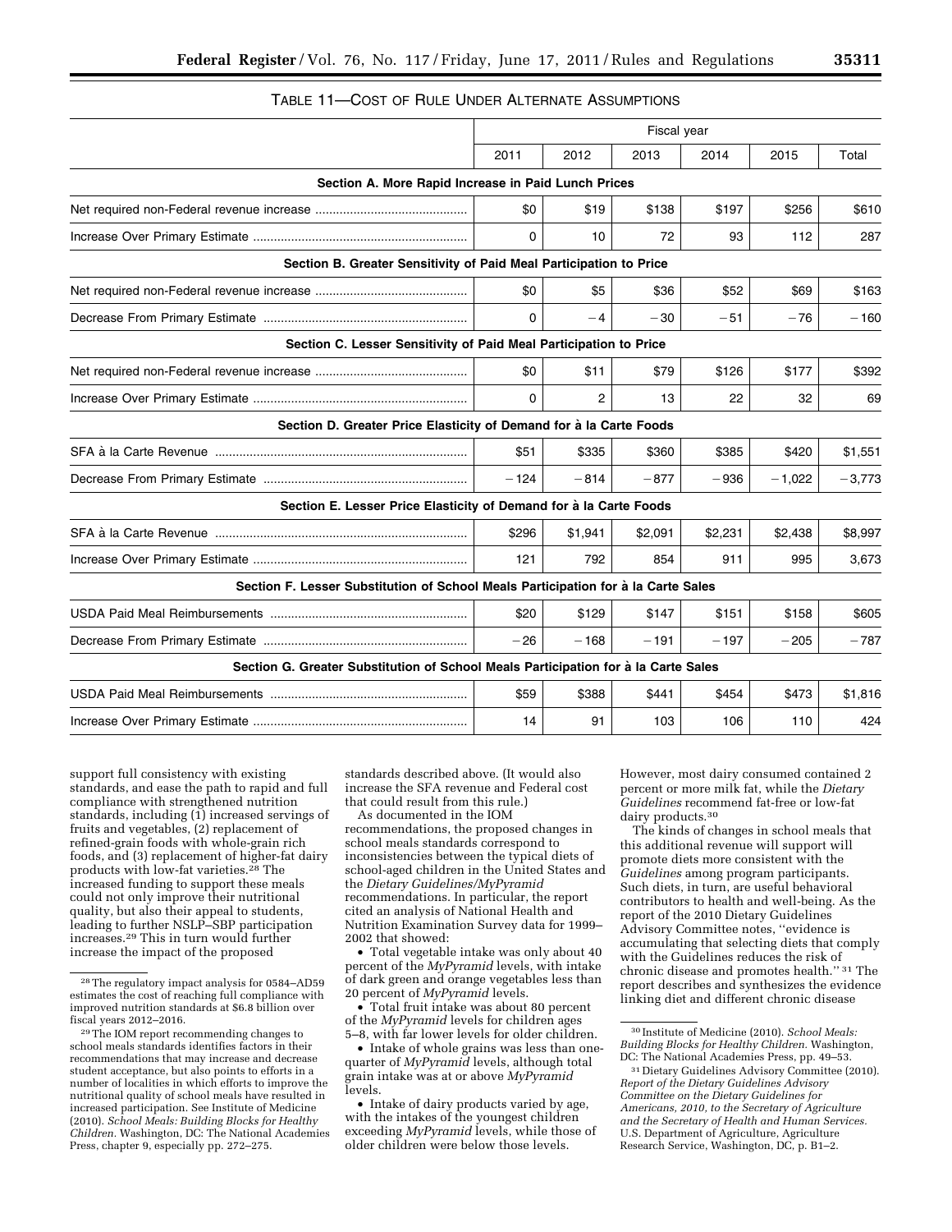TABLE 11—COST OF RULE UNDER ALTERNATE ASSUMPTIONS

| | Fiscal year | | | | | |
|---|---|---|---|---|---|---|
| | 2011 | 2012 | 2013 | 2014 | 2015 | Total |
| **Section A. More Rapid Increase in Paid Lunch Prices** | | | | | | |
| Net required non-Federal revenue increase | $0 | $19 | $138 | $197 | $256 | $610 |
| Increase Over Primary Estimate | 0 | 10 | 72 | 93 | 112 | 287 |
| **Section B. Greater Sensitivity of Paid Meal Participation to Price** | | | | | | |
| Net required non-Federal revenue increase | $0 | $5 | $36 | $52 | $69 | $163 |
| Decrease From Primary Estimate | 0 | −4 | −30 | −51 | −76 | −160 |
| **Section C. Lesser Sensitivity of Paid Meal Participation to Price** | | | | | | |
| Net required non-Federal revenue increase | $0 | $11 | $79 | $126 | $177 | $392 |
| Increase Over Primary Estimate | 0 | 2 | 13 | 22 | 32 | 69 |
| **Section D. Greater Price Elasticity of Demand for à la Carte Foods** | | | | | | |
| SFA à la Carte Revenue | $51 | $335 | $360 | $385 | $420 | $1,551 |
| Decrease From Primary Estimate | −124 | −814 | −877 | −936 | −1,022 | −3,773 |
| **Section E. Lesser Price Elasticity of Demand for à la Carte Foods** | | | | | | |
| SFA à la Carte Revenue | $296 | $1,941 | $2,091 | $2,231 | $2,438 | $8,997 |
| Increase Over Primary Estimate | 121 | 792 | 854 | 911 | 995 | 3,673 |
| **Section F. Lesser Substitution of School Meals Participation for à la Carte Sales** | | | | | | |
| USDA Paid Meal Reimbursements | $20 | $129 | $147 | $151 | $158 | $605 |
| Decrease From Primary Estimate | −26 | −168 | −191 | −197 | −205 | −787 |
| **Section G. Greater Substitution of School Meals Participation for à la Carte Sales** | | | | | | |
| USDA Paid Meal Reimbursements | $59 | $388 | $441 | $454 | $473 | $1,816 |
| Increase Over Primary Estimate | 14 | 91 | 103 | 106 | 110 | 424 |

support full consistency with existing standards, and ease the path to rapid and full compliance with strengthened nutrition standards, including (1) increased servings of fruits and vegetables, (2) replacement of refined-grain foods with whole-grain rich foods, and (3) replacement of higher-fat dairy products with low-fat varieties.[28] The increased funding to support these meals could not only improve their nutritional quality, but also their appeal to students, leading to further NSLP–SBP participation increases.[29] This in turn would further increase the impact of the proposed standards described above. (It would also increase the SFA revenue and Federal cost that could result from this rule.)

As documented in the IOM recommendations, the proposed changes in school meals standards correspond to inconsistencies between the typical diets of school-aged children in the United States and the *Dietary Guidelines/MyPyramid* recommendations. In particular, the report cited an analysis of National Health and Nutrition Examination Survey data for 1999–2002 that showed:

- Total vegetable intake was only about 40 percent of the *MyPyramid* levels, with intake of dark green and orange vegetables less than 20 percent of *MyPyramid* levels.
- Total fruit intake was about 80 percent of the *MyPyramid* levels for children ages 5–8, with far lower levels for older children.
- Intake of whole grains was less than one-quarter of *MyPyramid* levels, although total grain intake was at or above *MyPyramid* levels.
- Intake of dairy products varied by age, with the intakes of the youngest children exceeding *MyPyramid* levels, while those of older children were below those levels.

However, most dairy consumed contained 2 percent or more milk fat, while the *Dietary Guidelines* recommend fat-free or low-fat dairy products.[30]

The kinds of changes in school meals that this additional revenue will support will promote diets more consistent with the *Guidelines* among program participants. Such diets, in turn, are useful behavioral contributors to health and well-being. As the report of the 2010 Dietary Guidelines Advisory Committee notes, "evidence is accumulating that selecting diets that comply with the Guidelines reduces the risk of chronic disease and promotes health." [31] The report describes and synthesizes the evidence linking diet and different chronic disease

---

[28] The regulatory impact analysis for 0584–AD59 estimates the cost of reaching full compliance with improved nutrition standards at $6.8 billion over fiscal years 2012–2016.

[29] The IOM report recommending changes to school meals standards identifies factors in their recommendations that may increase and decrease student acceptance, but also points to efforts in a number of localities in which efforts to improve the nutritional quality of school meals have resulted in increased participation. See Institute of Medicine (2010). *School Meals: Building Blocks for Healthy Children.* Washington, DC: The National Academies Press, chapter 9, especially pp. 272–275.

[30] Institute of Medicine (2010). *School Meals: Building Blocks for Healthy Children.* Washington, DC: The National Academies Press, pp. 49–53.

[31] Dietary Guidelines Advisory Committee (2010). *Report of the Dietary Guidelines Advisory Committee on the Dietary Guidelines for Americans, 2010, to the Secretary of Agriculture and the Secretary of Health and Human Services.* U.S. Department of Agriculture, Agriculture Research Service, Washington, DC, p. B1–2.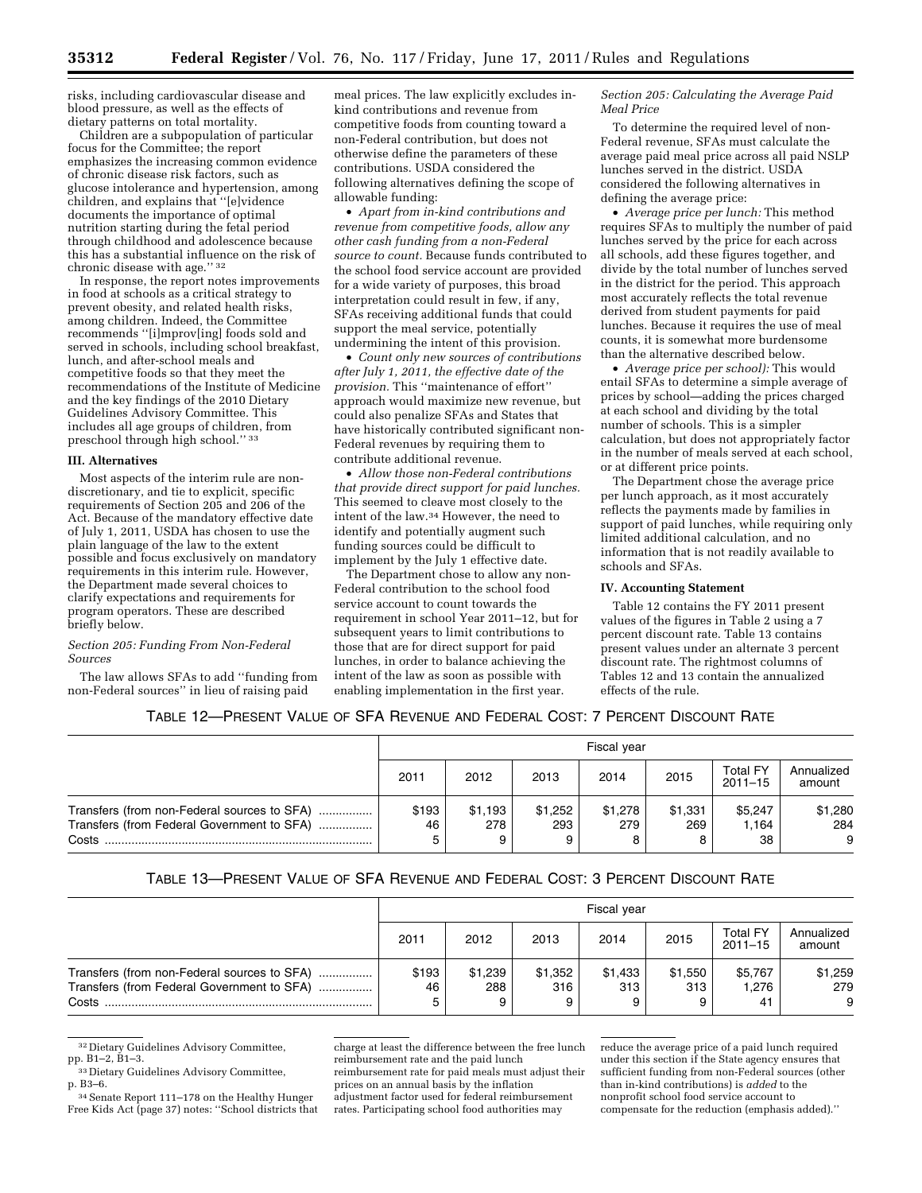risks, including cardiovascular disease and blood pressure, as well as the effects of dietary patterns on total mortality.

Children are a subpopulation of particular focus for the Committee; the report emphasizes the increasing common evidence of chronic disease risk factors, such as glucose intolerance and hypertension, among children, and explains that ''[e]vidence documents the importance of optimal nutrition starting during the fetal period through childhood and adolescence because this has a substantial influence on the risk of chronic disease with age.'' [32]

In response, the report notes improvements in food at schools as a critical strategy to prevent obesity, and related health risks, among children. Indeed, the Committee recommends ''[i]mprov[ing] foods sold and served in schools, including school breakfast, lunch, and after-school meals and competitive foods so that they meet the recommendations of the Institute of Medicine and the key findings of the 2010 Dietary Guidelines Advisory Committee. This includes all age groups of children, from preschool through high school.'' [33]

## III. Alternatives

Most aspects of the interim rule are non-discretionary, and tie to explicit, specific requirements of Section 205 and 206 of the Act. Because of the mandatory effective date of July 1, 2011, USDA has chosen to use the plain language of the law to the extent possible and focus exclusively on mandatory requirements in this interim rule. However, the Department made several choices to clarify expectations and requirements for program operators. These are described briefly below.

### *Section 205: Funding From Non-Federal Sources*

The law allows SFAs to add ''funding from non-Federal sources'' in lieu of raising paid meal prices. The law explicitly excludes in-kind contributions and revenue from competitive foods from counting toward a non-Federal contribution, but does not otherwise define the parameters of these contributions. USDA considered the following alternatives defining the scope of allowable funding:

- *Apart from in-kind contributions and revenue from competitive foods, allow any other cash funding from a non-Federal source to count.* Because funds contributed to the school food service account are provided for a wide variety of purposes, this broad interpretation could result in few, if any, SFAs receiving additional funds that could support the meal service, potentially undermining the intent of this provision.
- *Count only new sources of contributions after July 1, 2011, the effective date of the provision.* This ''maintenance of effort'' approach would maximize new revenue, but could also penalize SFAs and States that have historically contributed significant non-Federal revenues by requiring them to contribute additional revenue.
- *Allow those non-Federal contributions that provide direct support for paid lunches.* This seemed to cleave most closely to the intent of the law.[34] However, the need to identify and potentially augment such funding sources could be difficult to implement by the July 1 effective date.

The Department chose to allow any non-Federal contribution to the school food service account to count towards the requirement in school Year 2011–12, but for subsequent years to limit contributions to those that are for direct support for paid lunches, in order to balance achieving the intent of the law as soon as possible with enabling implementation in the first year.

### *Section 205: Calculating the Average Paid Meal Price*

To determine the required level of non-Federal revenue, SFAs must calculate the average paid meal price across all paid NSLP lunches served in the district. USDA considered the following alternatives in defining the average price:

- *Average price per lunch:* This method requires SFAs to multiply the number of paid lunches served by the price for each across all schools, add these figures together, and divide by the total number of lunches served in the district for the period. This approach most accurately reflects the total revenue derived from student payments for paid lunches. Because it requires the use of meal counts, it is somewhat more burdensome than the alternative described below.
- *Average price per school):* This would entail SFAs to determine a simple average of prices by school—adding the prices charged at each school and dividing by the total number of schools. This is a simpler calculation, but does not appropriately factor in the number of meals served at each school, or at different price points.

The Department chose the average price per lunch approach, as it most accurately reflects the payments made by families in support of paid lunches, while requiring only limited additional calculation, and no information that is not readily available to schools and SFAs.

## IV. Accounting Statement

Table 12 contains the FY 2011 present values of the figures in Table 2 using a 7 percent discount rate. Table 13 contains present values under an alternate 3 percent discount rate. The rightmost columns of Tables 12 and 13 contain the annualized effects of the rule.

TABLE 12—PRESENT VALUE OF SFA REVENUE AND FEDERAL COST: 7 PERCENT DISCOUNT RATE

| | Fiscal year | | | | | | |
|---|---|---|---|---|---|---|---|
| | 2011 | 2012 | 2013 | 2014 | 2015 | Total FY 2011–15 | Annualized amount |
| Transfers (from non-Federal sources to SFA) | $193 | $1,193 | $1,252 | $1,278 | $1,331 | $5,247 | $1,280 |
| Transfers (from Federal Government to SFA) | 46 | 278 | 293 | 279 | 269 | 1,164 | 284 |
| Costs | 5 | 9 | 9 | 8 | 8 | 38 | 9 |

TABLE 13—PRESENT VALUE OF SFA REVENUE AND FEDERAL COST: 3 PERCENT DISCOUNT RATE

| | Fiscal year | | | | | | |
|---|---|---|---|---|---|---|---|
| | 2011 | 2012 | 2013 | 2014 | 2015 | Total FY 2011–15 | Annualized amount |
| Transfers (from non-Federal sources to SFA) | $193 | $1,239 | $1,352 | $1,433 | $1,550 | $5,767 | $1,259 |
| Transfers (from Federal Government to SFA) | 46 | 288 | 316 | 313 | 313 | 1,276 | 279 |
| Costs | 5 | 9 | 9 | 9 | 9 | 41 | 9 |

[32] Dietary Guidelines Advisory Committee, pp. B1–2, B1–3.

[33] Dietary Guidelines Advisory Committee, p. B3–6.

[34] Senate Report 111–178 on the Healthy Hunger Free Kids Act (page 37) notes: ''School districts that charge at least the difference between the free lunch reimbursement rate and the paid lunch reimbursement rate for paid meals must adjust their prices on an annual basis by the inflation adjustment factor used for federal reimbursement rates. Participating school food authorities may reduce the average price of a paid lunch required under this section if the State agency ensures that sufficient funding from non-Federal sources (other than in-kind contributions) is *added* to the nonprofit school food service account to compensate for the reduction (emphasis added).''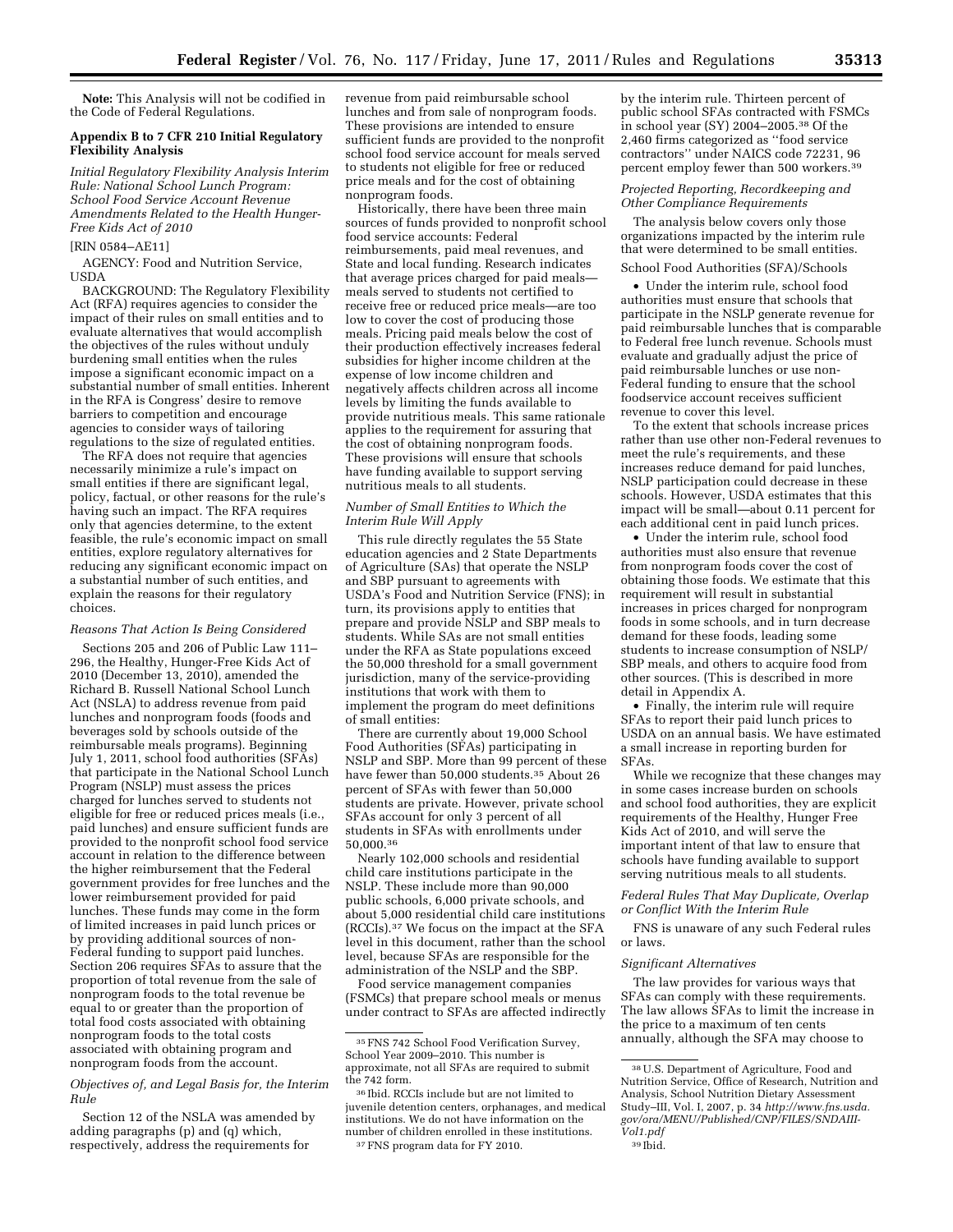**Note:** This Analysis will not be codified in the Code of Federal Regulations.

### Appendix B to 7 CFR 210 Initial Regulatory Flexibility Analysis

*Initial Regulatory Flexibility Analysis Interim Rule: National School Lunch Program: School Food Service Account Revenue Amendments Related to the Health Hunger-Free Kids Act of 2010*

[RIN 0584–AE11]

AGENCY: Food and Nutrition Service, USDA

BACKGROUND: The Regulatory Flexibility Act (RFA) requires agencies to consider the impact of their rules on small entities and to evaluate alternatives that would accomplish the objectives of the rules without unduly burdening small entities when the rules impose a significant economic impact on a substantial number of small entities. Inherent in the RFA is Congress' desire to remove barriers to competition and encourage agencies to consider ways of tailoring regulations to the size of regulated entities.

The RFA does not require that agencies necessarily minimize a rule's impact on small entities if there are significant legal, policy, factual, or other reasons for the rule's having such an impact. The RFA requires only that agencies determine, to the extent feasible, the rule's economic impact on small entities, explore regulatory alternatives for reducing any significant economic impact on a substantial number of such entities, and explain the reasons for their regulatory choices.

*Reasons That Action Is Being Considered*

Sections 205 and 206 of Public Law 111–296, the Healthy, Hunger-Free Kids Act of 2010 (December 13, 2010), amended the Richard B. Russell National School Lunch Act (NSLA) to address revenue from paid lunches and nonprogram foods (foods and beverages sold by schools outside of the reimbursable meals programs). Beginning July 1, 2011, school food authorities (SFAs) that participate in the National School Lunch Program (NSLP) must assess the prices charged for lunches served to students not eligible for free or reduced prices meals (i.e., paid lunches) and ensure sufficient funds are provided to the nonprofit school food service account in relation to the difference between the higher reimbursement that the Federal government provides for free lunches and the lower reimbursement provided for paid lunches. These funds may come in the form of limited increases in paid lunch prices or by providing additional sources of non-Federal funding to support paid lunches. Section 206 requires SFAs to assure that the proportion of total revenue from the sale of nonprogram foods to the total revenue be equal to or greater than the proportion of total food costs associated with obtaining nonprogram foods to the total costs associated with obtaining program and nonprogram foods from the account.

*Objectives of, and Legal Basis for, the Interim Rule*

Section 12 of the NSLA was amended by adding paragraphs (p) and (q) which, respectively, address the requirements for revenue from paid reimbursable school lunches and from sale of nonprogram foods. These provisions are intended to ensure sufficient funds are provided to the nonprofit school food service account for meals served to students not eligible for free or reduced price meals and for the cost of obtaining nonprogram foods.

Historically, there have been three main sources of funds provided to nonprofit school food service accounts: Federal reimbursements, paid meal revenues, and State and local funding. Research indicates that average prices charged for paid meals—meals served to students not certified to receive free or reduced price meals—are too low to cover the cost of producing those meals. Pricing paid meals below the cost of their production effectively increases federal subsidies for higher income children at the expense of low income children and negatively affects children across all income levels by limiting the funds available to provide nutritious meals. This same rationale applies to the requirement for assuring that the cost of obtaining nonprogram foods. These provisions will ensure that schools have funding available to support serving nutritious meals to all students.

*Number of Small Entities to Which the Interim Rule Will Apply*

This rule directly regulates the 55 State education agencies and 2 State Departments of Agriculture (SAs) that operate the NSLP and SBP pursuant to agreements with USDA's Food and Nutrition Service (FNS); in turn, its provisions apply to entities that prepare and provide NSLP and SBP meals to students. While SAs are not small entities under the RFA as State populations exceed the 50,000 threshold for a small government jurisdiction, many of the service-providing institutions that work with them to implement the program do meet definitions of small entities:

There are currently about 19,000 School Food Authorities (SFAs) participating in NSLP and SBP. More than 99 percent of these have fewer than 50,000 students.[35] About 26 percent of SFAs with fewer than 50,000 students are private. However, private school SFAs account for only 3 percent of all students in SFAs with enrollments under 50,000.[36]

Nearly 102,000 schools and residential child care institutions participate in the NSLP. These include more than 90,000 public schools, 6,000 private schools, and about 5,000 residential child care institutions (RCCIs).[37] We focus on the impact at the SFA level in this document, rather than the school level, because SFAs are responsible for the administration of the NSLP and the SBP.

Food service management companies (FSMCs) that prepare school meals or menus under contract to SFAs are affected indirectly by the interim rule. Thirteen percent of public school SFAs contracted with FSMCs in school year (SY) 2004–2005.[38] Of the 2,460 firms categorized as "food service contractors" under NAICS code 72231, 96 percent employ fewer than 500 workers.[39]

*Projected Reporting, Recordkeeping and Other Compliance Requirements*

The analysis below covers only those organizations impacted by the interim rule that were determined to be small entities.

School Food Authorities (SFA)/Schools

- Under the interim rule, school food authorities must ensure that schools that participate in the NSLP generate revenue for paid reimbursable lunches that is comparable to Federal free lunch revenue. Schools must evaluate and gradually adjust the price of paid reimbursable lunches or use non-Federal funding to ensure that the school foodservice account receives sufficient revenue to cover this level.

To the extent that schools increase prices rather than use other non-Federal revenues to meet the rule's requirements, and these increases reduce demand for paid lunches, NSLP participation could decrease in these schools. However, USDA estimates that this impact will be small—about 0.11 percent for each additional cent in paid lunch prices.

- Under the interim rule, school food authorities must also ensure that revenue from nonprogram foods cover the cost of obtaining those foods. We estimate that this requirement will result in substantial increases in prices charged for nonprogram foods in some schools, and in turn decrease demand for these foods, leading some students to increase consumption of NSLP/SBP meals, and others to acquire food from other sources. (This is described in more detail in Appendix A.
- Finally, the interim rule will require SFAs to report their paid lunch prices to USDA on an annual basis. We have estimated a small increase in reporting burden for SFAs.

While we recognize that these changes may in some cases increase burden on schools and school food authorities, they are explicit requirements of the Healthy, Hunger Free Kids Act of 2010, and will serve the important intent of that law to ensure that schools have funding available to support serving nutritious meals to all students.

*Federal Rules That May Duplicate, Overlap or Conflict With the Interim Rule*

FNS is unaware of any such Federal rules or laws.

*Significant Alternatives*

The law provides for various ways that SFAs can comply with these requirements. The law allows SFAs to limit the increase in the price to a maximum of ten cents annually, although the SFA may choose to

---

[35] FNS 742 School Food Verification Survey, School Year 2009–2010. This number is approximate, not all SFAs are required to submit the 742 form.

[36] Ibid. RCCIs include but are not limited to juvenile detention centers, orphanages, and medical institutions. We do not have information on the number of children enrolled in these institutions.

[37] FNS program data for FY 2010.

[38] U.S. Department of Agriculture, Food and Nutrition Service, Office of Research, Nutrition and Analysis, School Nutrition Dietary Assessment Study–III, Vol. I, 2007, p. 34 *http://www.fns.usda.gov/ora/MENU/Published/CNP/FILES/SNDAIII-Vol1.pdf*

[39] Ibid.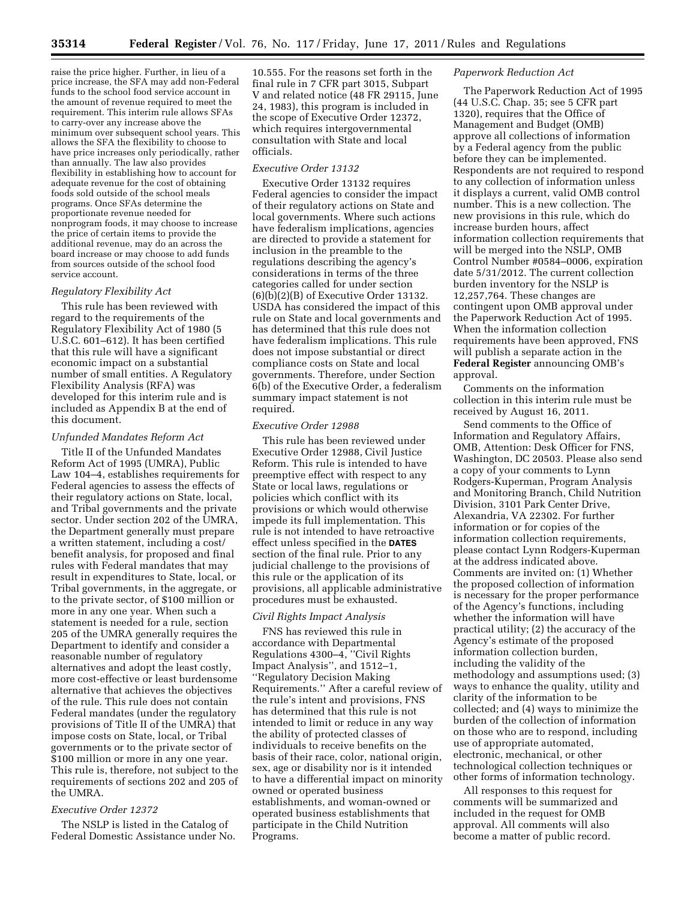raise the price higher. Further, in lieu of a price increase, the SFA may add non-Federal funds to the school food service account in the amount of revenue required to meet the requirement. This interim rule allows SFAs to carry-over any increase above the minimum over subsequent school years. This allows the SFA the flexibility to choose to have price increases only periodically, rather than annually. The law also provides flexibility in establishing how to account for adequate revenue for the cost of obtaining foods sold outside of the school meals programs. Once SFAs determine the proportionate revenue needed for nonprogram foods, it may choose to increase the price of certain items to provide the additional revenue, may do an across the board increase or may choose to add funds from sources outside of the school food service account.

*Regulatory Flexibility Act*

This rule has been reviewed with regard to the requirements of the Regulatory Flexibility Act of 1980 (5 U.S.C. 601–612). It has been certified that this rule will have a significant economic impact on a substantial number of small entities. A Regulatory Flexibility Analysis (RFA) was developed for this interim rule and is included as Appendix B at the end of this document.

*Unfunded Mandates Reform Act*

Title II of the Unfunded Mandates Reform Act of 1995 (UMRA), Public Law 104–4, establishes requirements for Federal agencies to assess the effects of their regulatory actions on State, local, and Tribal governments and the private sector. Under section 202 of the UMRA, the Department generally must prepare a written statement, including a cost/benefit analysis, for proposed and final rules with Federal mandates that may result in expenditures to State, local, or Tribal governments, in the aggregate, or to the private sector, of $100 million or more in any one year. When such a statement is needed for a rule, section 205 of the UMRA generally requires the Department to identify and consider a reasonable number of regulatory alternatives and adopt the least costly, more cost-effective or least burdensome alternative that achieves the objectives of the rule. This rule does not contain Federal mandates (under the regulatory provisions of Title II of the UMRA) that impose costs on State, local, or Tribal governments or to the private sector of $100 million or more in any one year. This rule is, therefore, not subject to the requirements of sections 202 and 205 of the UMRA.

*Executive Order 12372*

The NSLP is listed in the Catalog of Federal Domestic Assistance under No. 10.555. For the reasons set forth in the final rule in 7 CFR part 3015, Subpart V and related notice (48 FR 29115, June 24, 1983), this program is included in the scope of Executive Order 12372, which requires intergovernmental consultation with State and local officials.

*Executive Order 13132*

Executive Order 13132 requires Federal agencies to consider the impact of their regulatory actions on State and local governments. Where such actions have federalism implications, agencies are directed to provide a statement for inclusion in the preamble to the regulations describing the agency's considerations in terms of the three categories called for under section (6)(b)(2)(B) of Executive Order 13132. USDA has considered the impact of this rule on State and local governments and has determined that this rule does not have federalism implications. This rule does not impose substantial or direct compliance costs on State and local governments. Therefore, under Section 6(b) of the Executive Order, a federalism summary impact statement is not required.

*Executive Order 12988*

This rule has been reviewed under Executive Order 12988, Civil Justice Reform. This rule is intended to have preemptive effect with respect to any State or local laws, regulations or policies which conflict with its provisions or which would otherwise impede its full implementation. This rule is not intended to have retroactive effect unless specified in the **DATES** section of the final rule. Prior to any judicial challenge to the provisions of this rule or the application of its provisions, all applicable administrative procedures must be exhausted.

*Civil Rights Impact Analysis*

FNS has reviewed this rule in accordance with Departmental Regulations 4300–4, ''Civil Rights Impact Analysis'', and 1512–1, ''Regulatory Decision Making Requirements.'' After a careful review of the rule's intent and provisions, FNS has determined that this rule is not intended to limit or reduce in any way the ability of protected classes of individuals to receive benefits on the basis of their race, color, national origin, sex, age or disability nor is it intended to have a differential impact on minority owned or operated business establishments, and woman-owned or operated business establishments that participate in the Child Nutrition Programs.

*Paperwork Reduction Act*

The Paperwork Reduction Act of 1995 (44 U.S.C. Chap. 35; see 5 CFR part 1320), requires that the Office of Management and Budget (OMB) approve all collections of information by a Federal agency from the public before they can be implemented. Respondents are not required to respond to any collection of information unless it displays a current, valid OMB control number. This is a new collection. The new provisions in this rule, which do increase burden hours, affect information collection requirements that will be merged into the NSLP, OMB Control Number #0584–0006, expiration date 5/31/2012. The current collection burden inventory for the NSLP is 12,257,764. These changes are contingent upon OMB approval under the Paperwork Reduction Act of 1995. When the information collection requirements have been approved, FNS will publish a separate action in the **Federal Register** announcing OMB's approval.

Comments on the information collection in this interim rule must be received by August 16, 2011.

Send comments to the Office of Information and Regulatory Affairs, OMB, Attention: Desk Officer for FNS, Washington, DC 20503. Please also send a copy of your comments to Lynn Rodgers-Kuperman, Program Analysis and Monitoring Branch, Child Nutrition Division, 3101 Park Center Drive, Alexandria, VA 22302. For further information or for copies of the information collection requirements, please contact Lynn Rodgers-Kuperman at the address indicated above. Comments are invited on: (1) Whether the proposed collection of information is necessary for the proper performance of the Agency's functions, including whether the information will have practical utility; (2) the accuracy of the Agency's estimate of the proposed information collection burden, including the validity of the methodology and assumptions used; (3) ways to enhance the quality, utility and clarity of the information to be collected; and (4) ways to minimize the burden of the collection of information on those who are to respond, including use of appropriate automated, electronic, mechanical, or other technological collection techniques or other forms of information technology.

All responses to this request for comments will be summarized and included in the request for OMB approval. All comments will also become a matter of public record.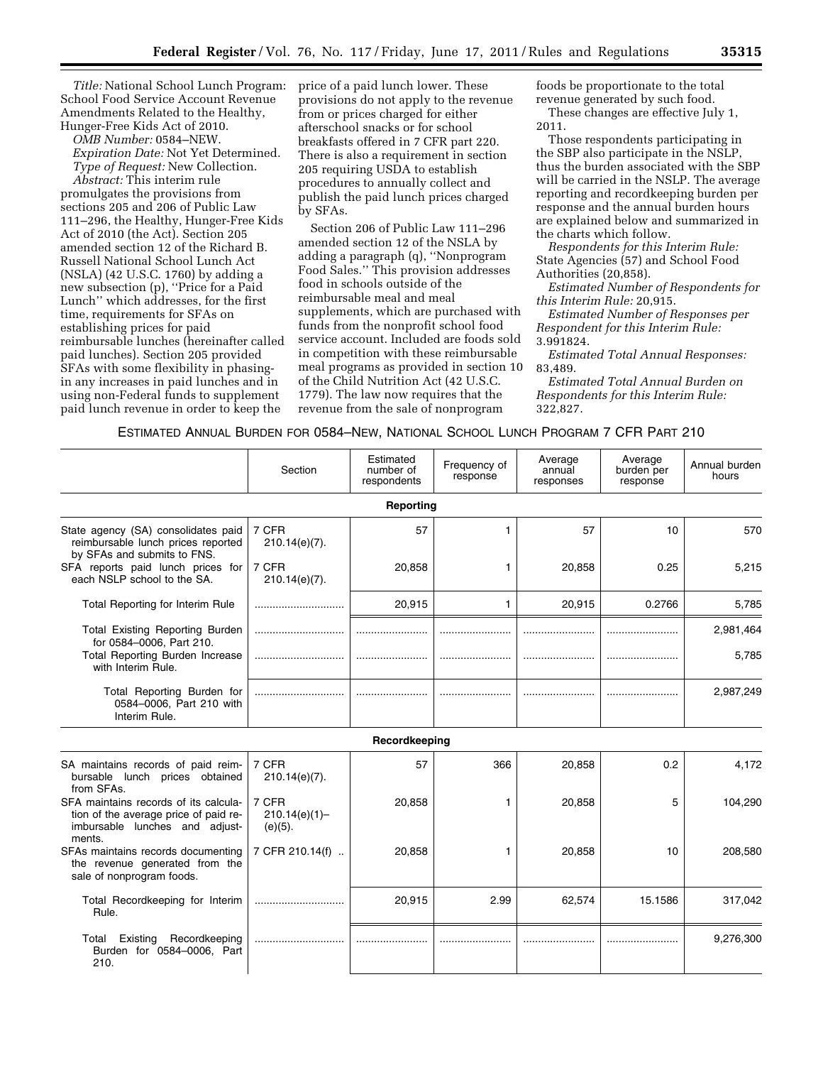*Title:* National School Lunch Program: School Food Service Account Revenue Amendments Related to the Healthy, Hunger-Free Kids Act of 2010.

*OMB Number:* 0584–NEW.

*Expiration Date:* Not Yet Determined.

*Type of Request:* New Collection.

*Abstract:* This interim rule promulgates the provisions from sections 205 and 206 of Public Law 111–296, the Healthy, Hunger-Free Kids Act of 2010 (the Act). Section 205 amended section 12 of the Richard B. Russell National School Lunch Act (NSLA) (42 U.S.C. 1760) by adding a new subsection (p), ''Price for a Paid Lunch'' which addresses, for the first time, requirements for SFAs on establishing prices for paid reimbursable lunches (hereinafter called paid lunches). Section 205 provided SFAs with some flexibility in phasing-in any increases in paid lunches and in using non-Federal funds to supplement paid lunch revenue in order to keep the price of a paid lunch lower. These provisions do not apply to the revenue from or prices charged for either afterschool snacks or for school breakfasts offered in 7 CFR part 220. There is also a requirement in section 205 requiring USDA to establish procedures to annually collect and publish the paid lunch prices charged by SFAs.

Section 206 of Public Law 111–296 amended section 12 of the NSLA by adding a paragraph (q), ''Nonprogram Food Sales.'' This provision addresses food in schools outside of the reimbursable meal and meal supplements, which are purchased with funds from the nonprofit school food service account. Included are foods sold in competition with these reimbursable meal programs as provided in section 10 of the Child Nutrition Act (42 U.S.C. 1779). The law now requires that the revenue from the sale of nonprogram foods be proportionate to the total revenue generated by such food.

These changes are effective July 1, 2011.

Those respondents participating in the SBP also participate in the NSLP, thus the burden associated with the SBP will be carried in the NSLP. The average reporting and recordkeeping burden per response and the annual burden hours are explained below and summarized in the charts which follow.

*Respondents for this Interim Rule:* State Agencies (57) and School Food Authorities (20,858).

*Estimated Number of Respondents for this Interim Rule:* 20,915.

*Estimated Number of Responses per Respondent for this Interim Rule:* 3.991824.

*Estimated Total Annual Responses:* 83,489.

*Estimated Total Annual Burden on Respondents for this Interim Rule:* 322,827.

ESTIMATED ANNUAL BURDEN FOR 0584–NEW, NATIONAL SCHOOL LUNCH PROGRAM 7 CFR PART 210

| | Section | Estimated number of respondents | Frequency of response | Average annual responses | Average burden per response | Annual burden hours |
|---|---|---|---|---|---|---|
| **Reporting** | | | | | | |
| State agency (SA) consolidates paid reimbursable lunch prices reported by SFAs and submits to FNS. | 7 CFR 210.14(e)(7). | 57 | 1 | 57 | 10 | 570 |
| SFA reports paid lunch prices for each NSLP school to the SA. | 7 CFR 210.14(e)(7). | 20,858 | 1 | 20,858 | 0.25 | 5,215 |
| Total Reporting for Interim Rule | .............................. | 20,915 | 1 | 20,915 | 0.2766 | 5,785 |
| Total Existing Reporting Burden for 0584–0006, Part 210. | .............................. | ........................ | ........................ | ........................ | ........................ | 2,981,464 |
| Total Reporting Burden Increase with Interim Rule. | .............................. | ........................ | ........................ | ........................ | ........................ | 5,785 |
| Total Reporting Burden for 0584–0006, Part 210 with Interim Rule. | .............................. | ........................ | ........................ | ........................ | ........................ | 2,987,249 |
| **Recordkeeping** | | | | | | |
| SA maintains records of paid reimbursable lunch prices obtained from SFAs. | 7 CFR 210.14(e)(7). | 57 | 366 | 20,858 | 0.2 | 4,172 |
| SFA maintains records of its calculation of the average price of paid reimbursable lunches and adjustments. | 7 CFR 210.14(e)(1)–(e)(5). | 20,858 | 1 | 20,858 | 5 | 104,290 |
| SFAs maintains records documenting the revenue generated from the sale of nonprogram foods. | 7 CFR 210.14(f) .. | 20,858 | 1 | 20,858 | 10 | 208,580 |
| Total Recordkeeping for Interim Rule. | .............................. | 20,915 | 2.99 | 62,574 | 15.1586 | 317,042 |
| Total Existing Recordkeeping Burden for 0584–0006, Part 210. | .............................. | ........................ | ........................ | ........................ | ........................ | 9,276,300 |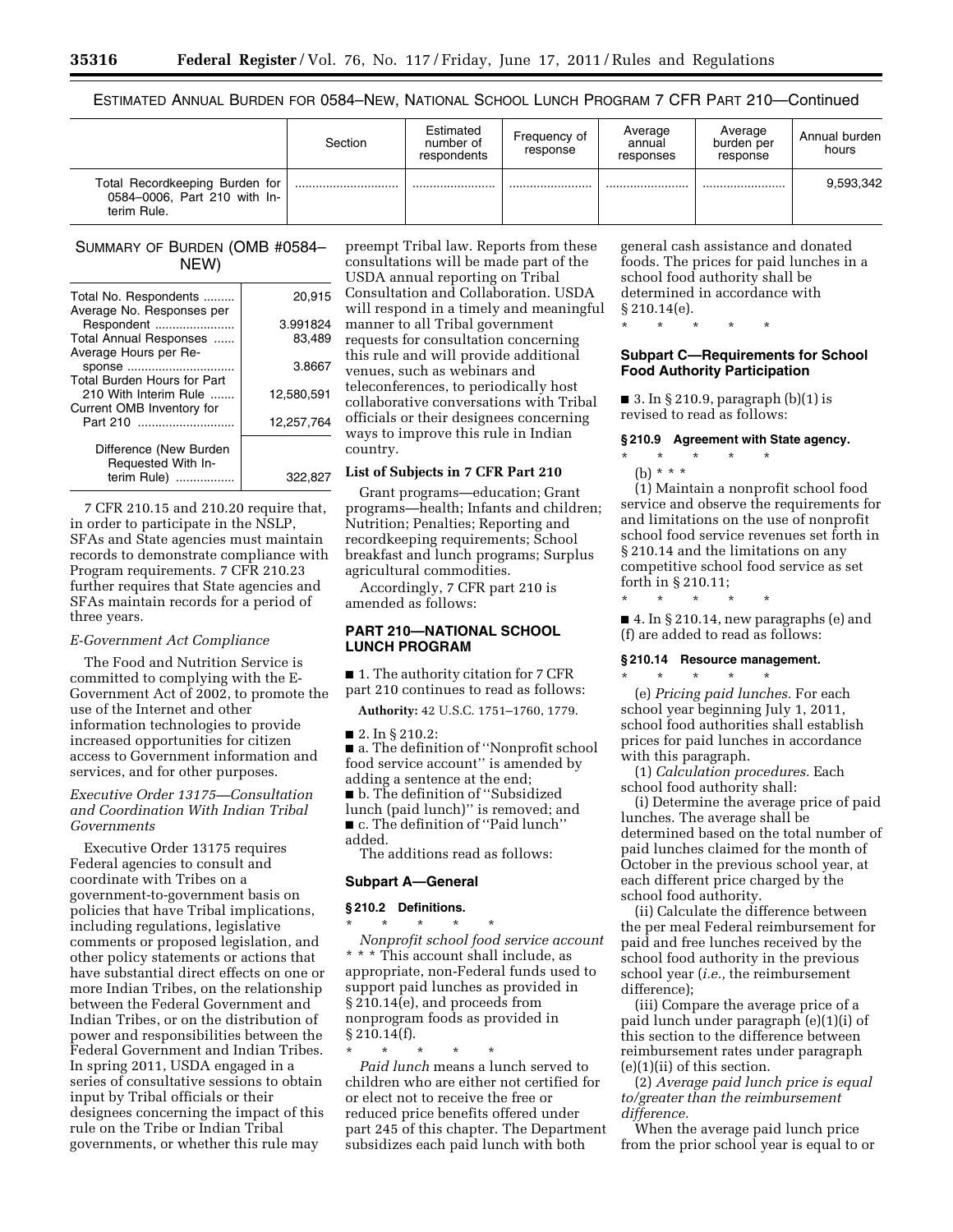ESTIMATED ANNUAL BURDEN FOR 0584–NEW, NATIONAL SCHOOL LUNCH PROGRAM 7 CFR PART 210—Continued

| | Section | Estimated number of respondents | Frequency of response | Average annual responses | Average burden per response | Annual burden hours |
|---|---|---|---|---|---|---|
| Total Recordkeeping Burden for 0584–0006, Part 210 with Interim Rule. | ............................ | ........................ | ........................ | ........................ | ........................ | 9,593,342 |

SUMMARY OF BURDEN (OMB #0584–NEW)

| | |
|---|---|
| Total No. Respondents ......... | 20,915 |
| Average No. Responses per Respondent ....................... | 3.991824 |
| Total Annual Responses ...... | 83,489 |
| Average Hours per Response .............................. | 3.8667 |
| Total Burden Hours for Part 210 With Interim Rule ....... | 12,580,591 |
| Current OMB Inventory for Part 210 ............................ | 12,257,764 |
| Difference (New Burden Requested With Interim Rule) ................. | 322,827 |

7 CFR 210.15 and 210.20 require that, in order to participate in the NSLP, SFAs and State agencies must maintain records to demonstrate compliance with Program requirements. 7 CFR 210.23 further requires that State agencies and SFAs maintain records for a period of three years.

*E-Government Act Compliance*

The Food and Nutrition Service is committed to complying with the E-Government Act of 2002, to promote the use of the Internet and other information technologies to provide increased opportunities for citizen access to Government information and services, and for other purposes.

*Executive Order 13175—Consultation and Coordination With Indian Tribal Governments*

Executive Order 13175 requires Federal agencies to consult and coordinate with Tribes on a government-to-government basis on policies that have Tribal implications, including regulations, legislative comments or proposed legislation, and other policy statements or actions that have substantial direct effects on one or more Indian Tribes, on the relationship between the Federal Government and Indian Tribes, or on the distribution of power and responsibilities between the Federal Government and Indian Tribes. In spring 2011, USDA engaged in a series of consultative sessions to obtain input by Tribal officials or their designees concerning the impact of this rule on the Tribe or Indian Tribal governments, or whether this rule may preempt Tribal law. Reports from these consultations will be made part of the USDA annual reporting on Tribal Consultation and Collaboration. USDA will respond in a timely and meaningful manner to all Tribal government requests for consultation concerning this rule and will provide additional venues, such as webinars and teleconferences, to periodically host collaborative conversations with Tribal officials or their designees concerning ways to improve this rule in Indian country.

**List of Subjects in 7 CFR Part 210**

Grant programs—education; Grant programs—health; Infants and children; Nutrition; Penalties; Reporting and recordkeeping requirements; School breakfast and lunch programs; Surplus agricultural commodities.

Accordingly, 7 CFR part 210 is amended as follows:

## PART 210—NATIONAL SCHOOL LUNCH PROGRAM

■ 1. The authority citation for 7 CFR part 210 continues to read as follows:

**Authority:** 42 U.S.C. 1751–1760, 1779.

■ 2. In § 210.2:

■ a. The definition of ''Nonprofit school food service account'' is amended by adding a sentence at the end;

■ b. The definition of ''Subsidized lunch (paid lunch)'' is removed; and

■ c. The definition of ''Paid lunch'' added.

The additions read as follows:

### Subpart A—General

**§ 210.2 Definitions.**

\* \* \* \* \*

*Nonprofit school food service account* \* \* \* This account shall include, as appropriate, non-Federal funds used to support paid lunches as provided in § 210.14(e), and proceeds from nonprogram foods as provided in § 210.14(f).

\* \* \* \* \*

*Paid lunch* means a lunch served to children who are either not certified for or elect not to receive the free or reduced price benefits offered under part 245 of this chapter. The Department subsidizes each paid lunch with both general cash assistance and donated foods. The prices for paid lunches in a school food authority shall be determined in accordance with § 210.14(e).

\* \* \* \* \*

### Subpart C—Requirements for School Food Authority Participation

■ 3. In § 210.9, paragraph (b)(1) is revised to read as follows:

**§ 210.9 Agreement with State agency.**

\* \* \* \* \*

(b) \* \* \*

(1) Maintain a nonprofit school food service and observe the requirements for and limitations on the use of nonprofit school food service revenues set forth in § 210.14 and the limitations on any competitive school food service as set forth in § 210.11;

\* \* \* \* \*

■ 4. In § 210.14, new paragraphs (e) and (f) are added to read as follows:

**§ 210.14 Resource management.**

\* \* \* \* \*

(e) *Pricing paid lunches.* For each school year beginning July 1, 2011, school food authorities shall establish prices for paid lunches in accordance with this paragraph.

(1) *Calculation procedures.* Each school food authority shall:

(i) Determine the average price of paid lunches. The average shall be determined based on the total number of paid lunches claimed for the month of October in the previous school year, at each different price charged by the school food authority.

(ii) Calculate the difference between the per meal Federal reimbursement for paid and free lunches received by the school food authority in the previous school year (*i.e.,* the reimbursement difference);

(iii) Compare the average price of a paid lunch under paragraph (e)(1)(i) of this section to the difference between reimbursement rates under paragraph (e)(1)(ii) of this section.

(2) *Average paid lunch price is equal to/greater than the reimbursement difference.*

When the average paid lunch price from the prior school year is equal to or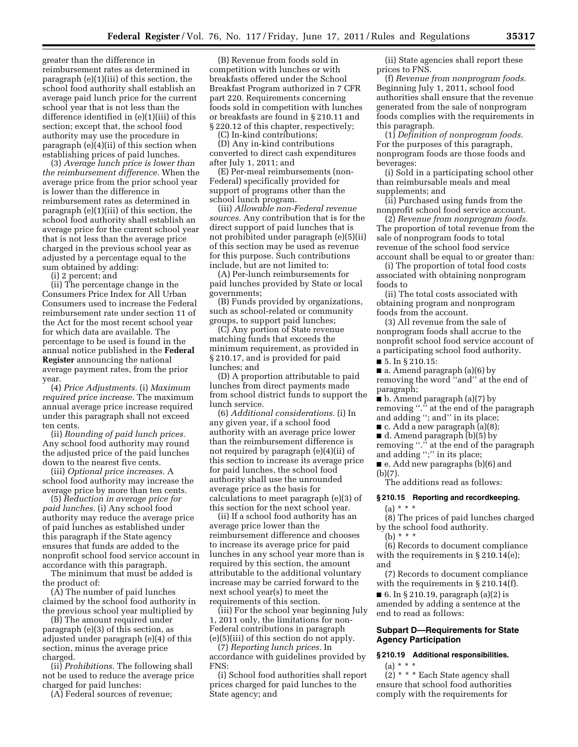greater than the difference in reimbursement rates as determined in paragraph (e)(1)(iii) of this section, the school food authority shall establish an average paid lunch price for the current school year that is not less than the difference identified in (e)(1)(iii) of this section; except that, the school food authority may use the procedure in paragraph (e)(4)(ii) of this section when establishing prices of paid lunches.

(3) *Average lunch price is lower than the reimbursement difference.* When the average price from the prior school year is lower than the difference in reimbursement rates as determined in paragraph (e)(1)(iii) of this section, the school food authority shall establish an average price for the current school year that is not less than the average price charged in the previous school year as adjusted by a percentage equal to the sum obtained by adding:

(i) 2 percent; and

(ii) The percentage change in the Consumers Price Index for All Urban Consumers used to increase the Federal reimbursement rate under section 11 of the Act for the most recent school year for which data are available. The percentage to be used is found in the annual notice published in the **Federal Register** announcing the national average payment rates, from the prior year.

(4) *Price Adjustments.* (i) *Maximum required price increase.* The maximum annual average price increase required under this paragraph shall not exceed ten cents.

(ii) *Rounding of paid lunch prices.* Any school food authority may round the adjusted price of the paid lunches down to the nearest five cents.

(iii) *Optional price increases.* A school food authority may increase the average price by more than ten cents.

(5) *Reduction in average price for paid lunches.* (i) Any school food authority may reduce the average price of paid lunches as established under this paragraph if the State agency ensures that funds are added to the nonprofit school food service account in accordance with this paragraph.

The minimum that must be added is the product of:

(A) The number of paid lunches claimed by the school food authority in the previous school year multiplied by

(B) The amount required under paragraph (e)(3) of this section, as adjusted under paragraph (e)(4) of this section, minus the average price charged.

(ii) *Prohibitions.* The following shall not be used to reduce the average price charged for paid lunches:

(A) Federal sources of revenue;

(B) Revenue from foods sold in competition with lunches or with breakfasts offered under the School Breakfast Program authorized in 7 CFR part 220. Requirements concerning foods sold in competition with lunches or breakfasts are found in § 210.11 and § 220.12 of this chapter, respectively;

(C) In-kind contributions;

(D) Any in-kind contributions converted to direct cash expenditures after July 1, 2011; and

(E) Per-meal reimbursements (non-Federal) specifically provided for support of programs other than the school lunch program.

(iii) *Allowable non-Federal revenue sources.* Any contribution that is for the direct support of paid lunches that is not prohibited under paragraph (e)(5)(ii) of this section may be used as revenue for this purpose. Such contributions include, but are not limited to:

(A) Per-lunch reimbursements for paid lunches provided by State or local governments;

(B) Funds provided by organizations, such as school-related or community groups, to support paid lunches;

(C) Any portion of State revenue matching funds that exceeds the minimum requirement, as provided in § 210.17, and is provided for paid lunches; and

(D) A proportion attributable to paid lunches from direct payments made from school district funds to support the lunch service.

(6) *Additional considerations.* (i) In any given year, if a school food authority with an average price lower than the reimbursement difference is not required by paragraph (e)(4)(ii) of this section to increase its average price for paid lunches, the school food authority shall use the unrounded average price as the basis for calculations to meet paragraph (e)(3) of this section for the next school year.

(ii) If a school food authority has an average price lower than the reimbursement difference and chooses to increase its average price for paid lunches in any school year more than is required by this section, the amount attributable to the additional voluntary increase may be carried forward to the next school year(s) to meet the requirements of this section.

(iii) For the school year beginning July 1, 2011 only, the limitations for non-Federal contributions in paragraph (e)(5)(iii) of this section do not apply.

(7) *Reporting lunch prices.* In accordance with guidelines provided by FNS:

(i) School food authorities shall report prices charged for paid lunches to the State agency; and

(ii) State agencies shall report these prices to FNS.

(f) *Revenue from nonprogram foods.* Beginning July 1, 2011, school food authorities shall ensure that the revenue generated from the sale of nonprogram foods complies with the requirements in this paragraph.

(1) *Definition of nonprogram foods.* For the purposes of this paragraph, nonprogram foods are those foods and beverages:

(i) Sold in a participating school other than reimbursable meals and meal supplements; and

(ii) Purchased using funds from the nonprofit school food service account.

(2) *Revenue from nonprogram foods.* The proportion of total revenue from the sale of nonprogram foods to total revenue of the school food service account shall be equal to or greater than:

(i) The proportion of total food costs associated with obtaining nonprogram foods to

(ii) The total costs associated with obtaining program and nonprogram foods from the account.

(3) All revenue from the sale of nonprogram foods shall accrue to the nonprofit school food service account of a participating school food authority.

■ 5. In § 210.15:

■ a. Amend paragraph (a)(6) by removing the word ''and'' at the end of paragraph;

■ b. Amend paragraph (a)(7) by removing ''.'' at the end of the paragraph and adding ''; and'' in its place;

■ c. Add a new paragraph (a)(8);

■ d. Amend paragraph (b)(5) by removing ''.'' at the end of the paragraph and adding '';'' in its place;

■ e. Add new paragraphs (b)(6) and (b)(7).

The additions read as follows:

### § 210.15 Reporting and recordkeeping.

(a) * * *

(8) The prices of paid lunches charged by the school food authority.

(b) * * *

(6) Records to document compliance with the requirements in § 210.14(e); and

(7) Records to document compliance with the requirements in § 210.14(f).

■ 6. In § 210.19, paragraph (a)(2) is amended by adding a sentence at the end to read as follows:

## Subpart D—Requirements for State Agency Participation

### § 210.19 Additional responsibilities.

(a) * * *

(2) * * * Each State agency shall ensure that school food authorities comply with the requirements for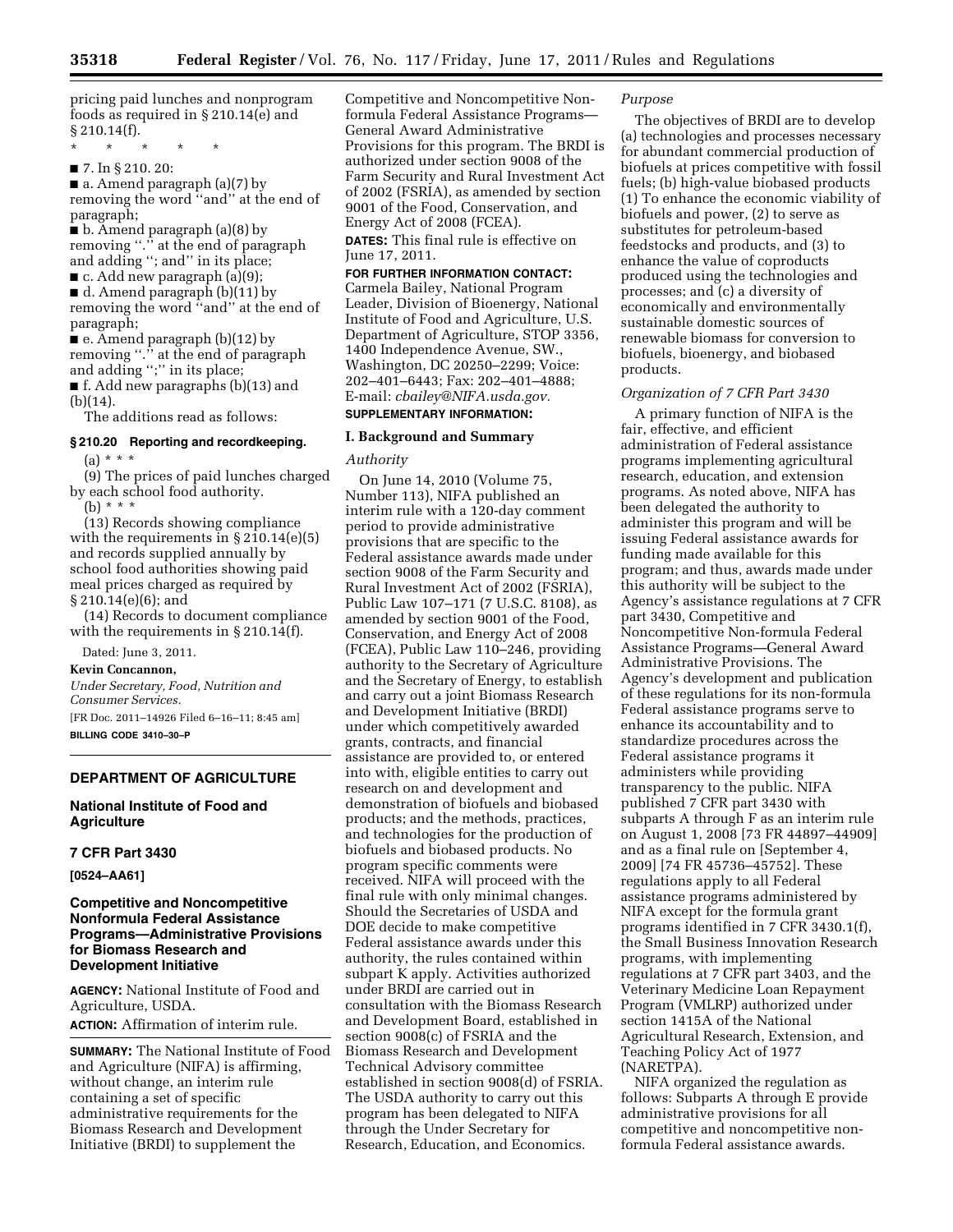pricing paid lunches and nonprogram foods as required in § 210.14(e) and § 210.14(f).

\* \* \* \* \*

■ 7. In § 210. 20:

■ a. Amend paragraph (a)(7) by removing the word ''and'' at the end of paragraph;

■ b. Amend paragraph (a)(8) by removing ''.'' at the end of paragraph and adding ''; and'' in its place;

■ c. Add new paragraph (a)(9);

■ d. Amend paragraph (b)(11) by removing the word ''and'' at the end of paragraph;

■ e. Amend paragraph (b)(12) by removing ''.'' at the end of paragraph and adding '';'' in its place;

■ f. Add new paragraphs (b)(13) and (b)(14).

The additions read as follows:

**§ 210.20 Reporting and recordkeeping.**

(a) \* \* \*

(9) The prices of paid lunches charged by each school food authority.

(b) \* \* \*

(13) Records showing compliance with the requirements in § 210.14(e)(5) and records supplied annually by school food authorities showing paid meal prices charged as required by § 210.14(e)(6); and

(14) Records to document compliance with the requirements in § 210.14(f).

Dated: June 3, 2011.

**Kevin Concannon,**

*Under Secretary, Food, Nutrition and Consumer Services.*

[FR Doc. 2011–14926 Filed 6–16–11; 8:45 am]

**BILLING CODE 3410–30–P**

---

## DEPARTMENT OF AGRICULTURE

### National Institute of Food and Agriculture

### 7 CFR Part 3430

**[0524–AA61]**

### Competitive and Noncompetitive Nonformula Federal Assistance Programs—Administrative Provisions for Biomass Research and Development Initiative

**AGENCY:** National Institute of Food and Agriculture, USDA.

**ACTION:** Affirmation of interim rule.

**SUMMARY:** The National Institute of Food and Agriculture (NIFA) is affirming, without change, an interim rule containing a set of specific administrative requirements for the Biomass Research and Development Initiative (BRDI) to supplement the Competitive and Noncompetitive Non-formula Federal Assistance Programs—General Award Administrative Provisions for this program. The BRDI is authorized under section 9008 of the Farm Security and Rural Investment Act of 2002 (FSRIA), as amended by section 9001 of the Food, Conservation, and Energy Act of 2008 (FCEA).

**DATES:** This final rule is effective on June 17, 2011.

**FOR FURTHER INFORMATION CONTACT:** Carmela Bailey, National Program Leader, Division of Bioenergy, National Institute of Food and Agriculture, U.S. Department of Agriculture, STOP 3356, 1400 Independence Avenue, SW., Washington, DC 20250–2299; Voice: 202–401–6443; Fax: 202–401–4888; E-mail: *cbailey@NIFA.usda.gov.*

**SUPPLEMENTARY INFORMATION:**

### I. Background and Summary

*Authority*

On June 14, 2010 (Volume 75, Number 113), NIFA published an interim rule with a 120-day comment period to provide administrative provisions that are specific to the Federal assistance awards made under section 9008 of the Farm Security and Rural Investment Act of 2002 (FSRIA), Public Law 107–171 (7 U.S.C. 8108), as amended by section 9001 of the Food, Conservation, and Energy Act of 2008 (FCEA), Public Law 110–246, providing authority to the Secretary of Agriculture and the Secretary of Energy, to establish and carry out a joint Biomass Research and Development Initiative (BRDI) under which competitively awarded grants, contracts, and financial assistance are provided to, or entered into with, eligible entities to carry out research on and development and demonstration of biofuels and biobased products; and the methods, practices, and technologies for the production of biofuels and biobased products. No program specific comments were received. NIFA will proceed with the final rule with only minimal changes. Should the Secretaries of USDA and DOE decide to make competitive Federal assistance awards under this authority, the rules contained within subpart K apply. Activities authorized under BRDI are carried out in consultation with the Biomass Research and Development Board, established in section 9008(c) of FSRIA and the Biomass Research and Development Technical Advisory committee established in section 9008(d) of FSRIA. The USDA authority to carry out this program has been delegated to NIFA through the Under Secretary for Research, Education, and Economics.

*Purpose*

The objectives of BRDI are to develop (a) technologies and processes necessary for abundant commercial production of biofuels at prices competitive with fossil fuels; (b) high-value biobased products (1) To enhance the economic viability of biofuels and power, (2) to serve as substitutes for petroleum-based feedstocks and products, and (3) to enhance the value of coproducts produced using the technologies and processes; and (c) a diversity of economically and environmentally sustainable domestic sources of renewable biomass for conversion to biofuels, bioenergy, and biobased products.

*Organization of 7 CFR Part 3430*

A primary function of NIFA is the fair, effective, and efficient administration of Federal assistance programs implementing agricultural research, education, and extension programs. As noted above, NIFA has been delegated the authority to administer this program and will be issuing Federal assistance awards for funding made available for this program; and thus, awards made under this authority will be subject to the Agency's assistance regulations at 7 CFR part 3430, Competitive and Noncompetitive Non-formula Federal Assistance Programs—General Award Administrative Provisions. The Agency's development and publication of these regulations for its non-formula Federal assistance programs serve to enhance its accountability and to standardize procedures across the Federal assistance programs it administers while providing transparency to the public. NIFA published 7 CFR part 3430 with subparts A through F as an interim rule on August 1, 2008 [73 FR 44897–44909] and as a final rule on [September 4, 2009] [74 FR 45736–45752]. These regulations apply to all Federal assistance programs administered by NIFA except for the formula grant programs identified in 7 CFR 3430.1(f), the Small Business Innovation Research programs, with implementing regulations at 7 CFR part 3403, and the Veterinary Medicine Loan Repayment Program (VMLRP) authorized under section 1415A of the National Agricultural Research, Extension, and Teaching Policy Act of 1977 (NARETPA).

NIFA organized the regulation as follows: Subparts A through E provide administrative provisions for all competitive and noncompetitive non-formula Federal assistance awards.